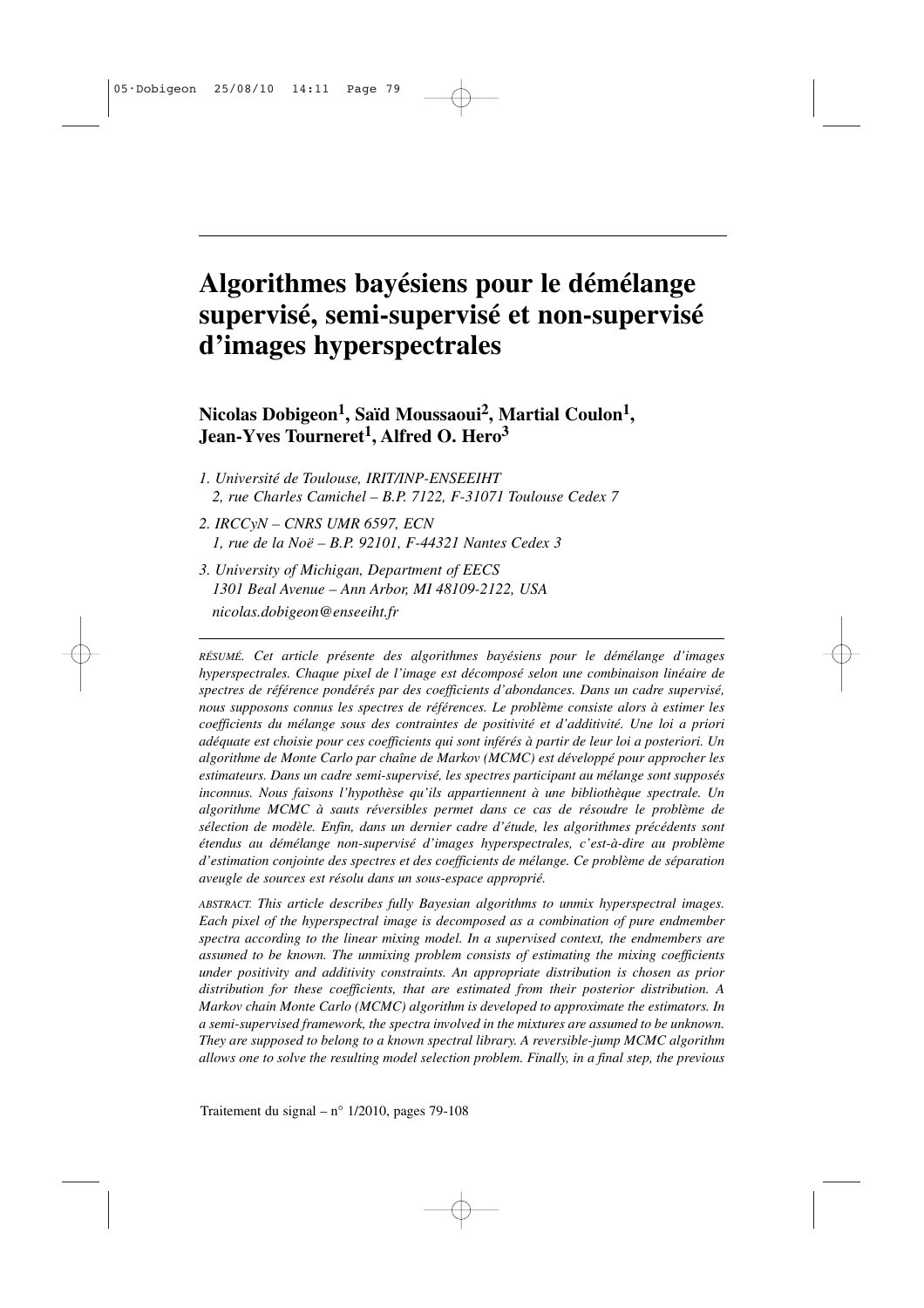# Algorithmes bayésiens pour le démélange supervisé, semi-supervisé et non-supervisé d'images hyperspectrales

**Nicolas Dobigeon[1], Saïd Moussaoui[2], Martial Coulon[1], Jean-Yves Tourneret[1], Alfred O. Hero[3]**

*1. Université de Toulouse, IRIT/INP-ENSEEIHT*
*2, rue Charles Camichel – B.P. 7122, F-31071 Toulouse Cedex 7*

*2. IRCCyN – CNRS UMR 6597, ECN*
*1, rue de la Noë – B.P. 92101, F-44321 Nantes Cedex 3*

*3. University of Michigan, Department of EECS*
*1301 Beal Avenue – Ann Arbor, MI 48109-2122, USA*

*nicolas.dobigeon@enseeiht.fr*

---

*RÉSUMÉ. Cet article présente des algorithmes bayésiens pour le démélange d'images hyperspectrales. Chaque pixel de l'image est décomposé selon une combinaison linéaire de spectres de référence pondérés par des coefficients d'abondances. Dans un cadre supervisé, nous supposons connus les spectres de références. Le problème consiste alors à estimer les coefficients du mélange sous des contraintes de positivité et d'additivité. Une loi a priori adéquate est choisie pour ces coefficients qui sont inférés à partir de leur loi a posteriori. Un algorithme de Monte Carlo par chaîne de Markov (MCMC) est développé pour approcher les estimateurs. Dans un cadre semi-supervisé, les spectres participant au mélange sont supposés inconnus. Nous faisons l'hypothèse qu'ils appartiennent à une bibliothèque spectrale. Un algorithme MCMC à sauts réversibles permet dans ce cas de résoudre le problème de sélection de modèle. Enfin, dans un dernier cadre d'étude, les algorithmes précédents sont étendus au démélange non-supervisé d'images hyperspectrales, c'est-à-dire au problème d'estimation conjointe des spectres et des coefficients de mélange. Ce problème de séparation aveugle de sources est résolu dans un sous-espace approprié.*

*ABSTRACT. This article describes fully Bayesian algorithms to unmix hyperspectral images. Each pixel of the hyperspectral image is decomposed as a combination of pure endmember spectra according to the linear mixing model. In a supervised context, the endmembers are assumed to be known. The unmixing problem consists of estimating the mixing coefficients under positivity and additivity constraints. An appropriate distribution is chosen as prior distribution for these coefficients, that are estimated from their posterior distribution. A Markov chain Monte Carlo (MCMC) algorithm is developed to approximate the estimators. In a semi-supervised framework, the spectra involved in the mixtures are assumed to be unknown. They are supposed to belong to a known spectral library. A reversible-jump MCMC algorithm allows one to solve the resulting model selection problem. Finally, in a final step, the previous*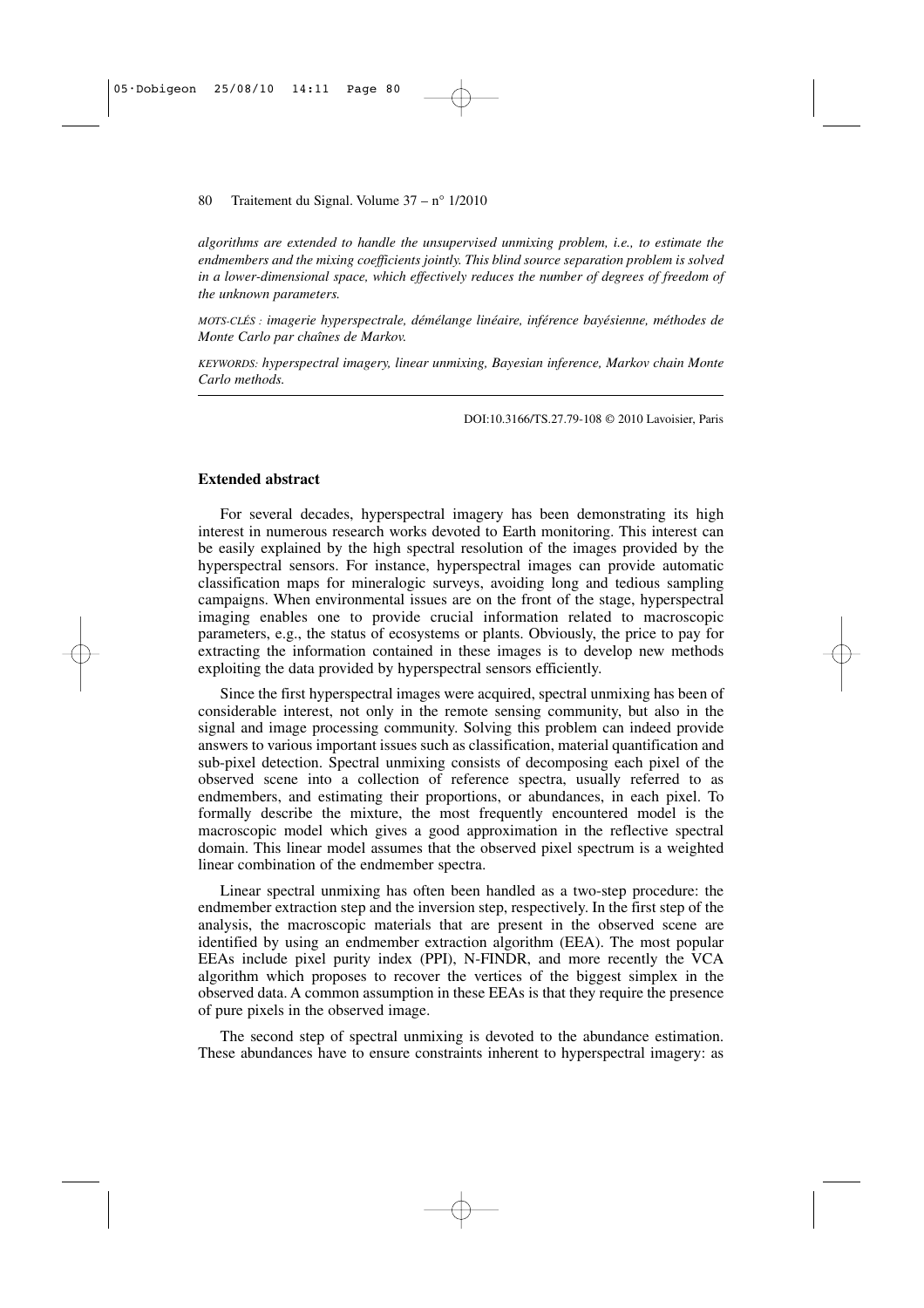*algorithms are extended to handle the unsupervised unmixing problem, i.e., to estimate the endmembers and the mixing coefficients jointly. This blind source separation problem is solved in a lower-dimensional space, which effectively reduces the number of degrees of freedom of the unknown parameters.*

*MOTS-CLÉS : imagerie hyperspectrale, démélange linéaire, inférence bayésienne, méthodes de Monte Carlo par chaînes de Markov.*

*KEYWORDS: hyperspectral imagery, linear unmixing, Bayesian inference, Markov chain Monte Carlo methods.*

DOI:10.3166/TS.27.79-108 © 2010 Lavoisier, Paris

### Extended abstract

For several decades, hyperspectral imagery has been demonstrating its high interest in numerous research works devoted to Earth monitoring. This interest can be easily explained by the high spectral resolution of the images provided by the hyperspectral sensors. For instance, hyperspectral images can provide automatic classification maps for mineralogic surveys, avoiding long and tedious sampling campaigns. When environmental issues are on the front of the stage, hyperspectral imaging enables one to provide crucial information related to macroscopic parameters, e.g., the status of ecosystems or plants. Obviously, the price to pay for extracting the information contained in these images is to develop new methods exploiting the data provided by hyperspectral sensors efficiently.

Since the first hyperspectral images were acquired, spectral unmixing has been of considerable interest, not only in the remote sensing community, but also in the signal and image processing community. Solving this problem can indeed provide answers to various important issues such as classification, material quantification and sub-pixel detection. Spectral unmixing consists of decomposing each pixel of the observed scene into a collection of reference spectra, usually referred to as endmembers, and estimating their proportions, or abundances, in each pixel. To formally describe the mixture, the most frequently encountered model is the macroscopic model which gives a good approximation in the reflective spectral domain. This linear model assumes that the observed pixel spectrum is a weighted linear combination of the endmember spectra.

Linear spectral unmixing has often been handled as a two-step procedure: the endmember extraction step and the inversion step, respectively. In the first step of the analysis, the macroscopic materials that are present in the observed scene are identified by using an endmember extraction algorithm (EEA). The most popular EEAs include pixel purity index (PPI), N-FINDR, and more recently the VCA algorithm which proposes to recover the vertices of the biggest simplex in the observed data. A common assumption in these EEAs is that they require the presence of pure pixels in the observed image.

The second step of spectral unmixing is devoted to the abundance estimation. These abundances have to ensure constraints inherent to hyperspectral imagery: as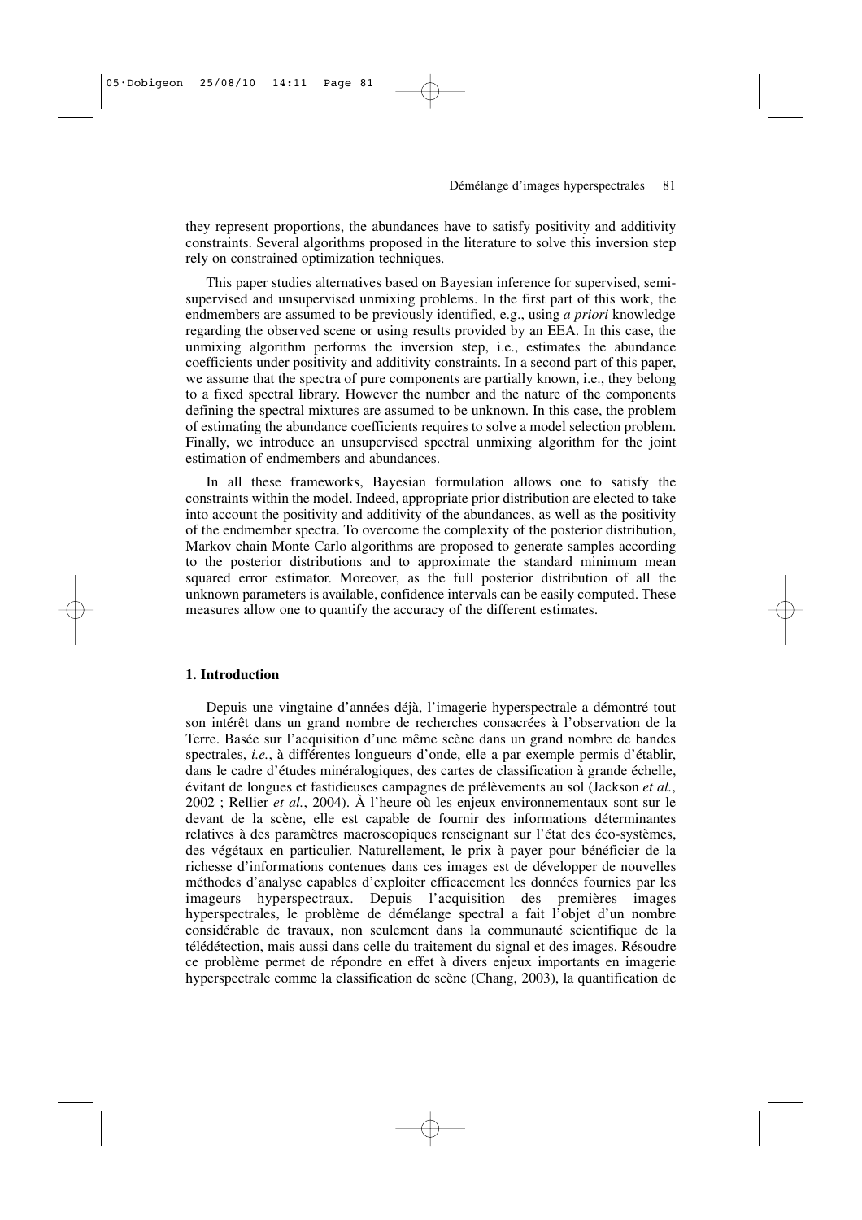they represent proportions, the abundances have to satisfy positivity and additivity constraints. Several algorithms proposed in the literature to solve this inversion step rely on constrained optimization techniques.

This paper studies alternatives based on Bayesian inference for supervised, semi-supervised and unsupervised unmixing problems. In the first part of this work, the endmembers are assumed to be previously identified, e.g., using *a priori* knowledge regarding the observed scene or using results provided by an EEA. In this case, the unmixing algorithm performs the inversion step, i.e., estimates the abundance coefficients under positivity and additivity constraints. In a second part of this paper, we assume that the spectra of pure components are partially known, i.e., they belong to a fixed spectral library. However the number and the nature of the components defining the spectral mixtures are assumed to be unknown. In this case, the problem of estimating the abundance coefficients requires to solve a model selection problem. Finally, we introduce an unsupervised spectral unmixing algorithm for the joint estimation of endmembers and abundances.

In all these frameworks, Bayesian formulation allows one to satisfy the constraints within the model. Indeed, appropriate prior distribution are elected to take into account the positivity and additivity of the abundances, as well as the positivity of the endmember spectra. To overcome the complexity of the posterior distribution, Markov chain Monte Carlo algorithms are proposed to generate samples according to the posterior distributions and to approximate the standard minimum mean squared error estimator. Moreover, as the full posterior distribution of all the unknown parameters is available, confidence intervals can be easily computed. These measures allow one to quantify the accuracy of the different estimates.

## 1. Introduction

Depuis une vingtaine d'années déjà, l'imagerie hyperspectrale a démontré tout son intérêt dans un grand nombre de recherches consacrées à l'observation de la Terre. Basée sur l'acquisition d'une même scène dans un grand nombre de bandes spectrales, *i.e.*, à différentes longueurs d'onde, elle a par exemple permis d'établir, dans le cadre d'études minéralogiques, des cartes de classification à grande échelle, évitant de longues et fastidieuses campagnes de prélèvements au sol (Jackson *et al.*, 2002 ; Rellier *et al.*, 2004). À l'heure où les enjeux environnementaux sont sur le devant de la scène, elle est capable de fournir des informations déterminantes relatives à des paramètres macroscopiques renseignant sur l'état des éco-systèmes, des végétaux en particulier. Naturellement, le prix à payer pour bénéficier de la richesse d'informations contenues dans ces images est de développer de nouvelles méthodes d'analyse capables d'exploiter efficacement les données fournies par les imageurs hyperspectraux. Depuis l'acquisition des premières images hyperspectrales, le problème de démélange spectral a fait l'objet d'un nombre considérable de travaux, non seulement dans la communauté scientifique de la télédétection, mais aussi dans celle du traitement du signal et des images. Résoudre ce problème permet de répondre en effet à divers enjeux importants en imagerie hyperspectrale comme la classification de scène (Chang, 2003), la quantification de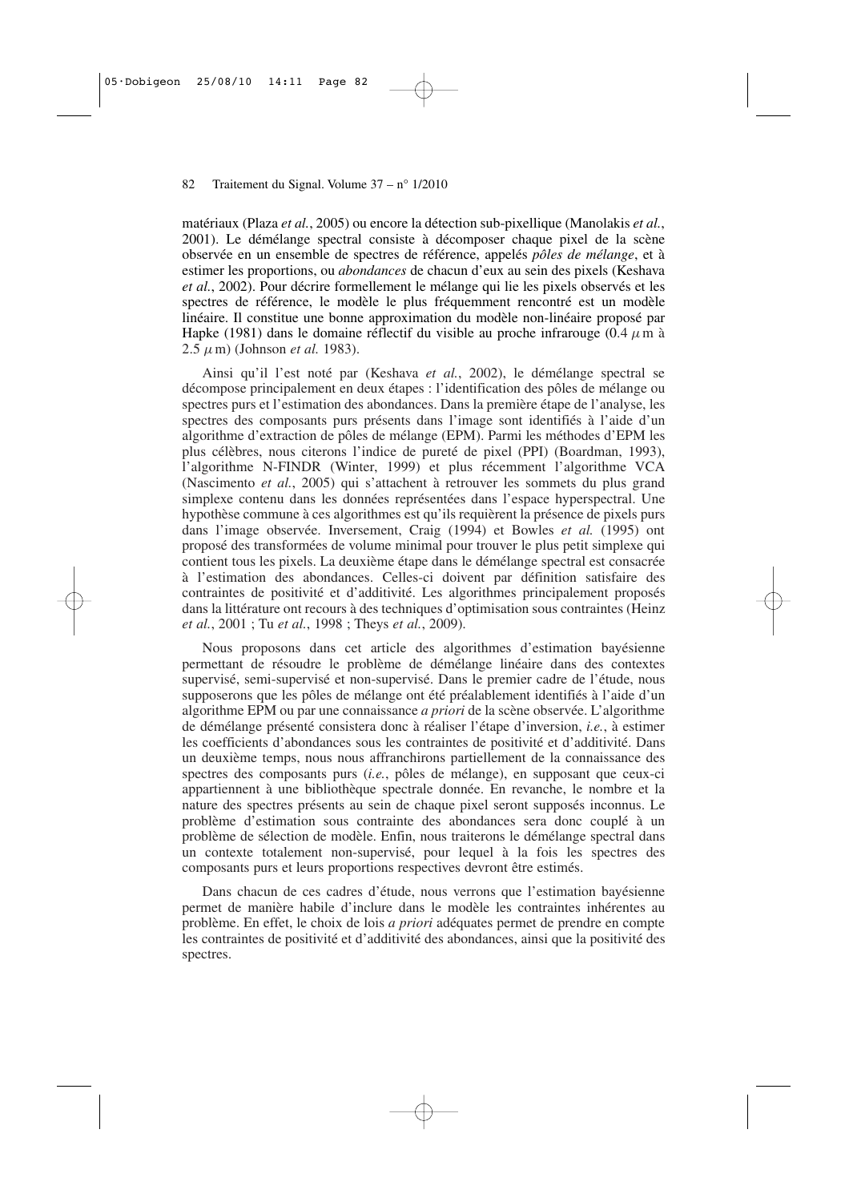matériaux (Plaza *et al.*, 2005) ou encore la détection sub-pixellique (Manolakis *et al.*, 2001). Le démélange spectral consiste à décomposer chaque pixel de la scène observée en un ensemble de spectres de référence, appelés *pôles de mélange*, et à estimer les proportions, ou *abondances* de chacun d'eux au sein des pixels (Keshava *et al.*, 2002). Pour décrire formellement le mélange qui lie les pixels observés et les spectres de référence, le modèle le plus fréquemment rencontré est un modèle linéaire. Il constitue une bonne approximation du modèle non-linéaire proposé par Hapke (1981) dans le domaine réflectif du visible au proche infrarouge ($0.4\,\mu$m à $2.5\,\mu$m) (Johnson *et al.* 1983).

Ainsi qu'il l'est noté par (Keshava *et al.*, 2002), le démélange spectral se décompose principalement en deux étapes : l'identification des pôles de mélange ou spectres purs et l'estimation des abondances. Dans la première étape de l'analyse, les spectres des composants purs présents dans l'image sont identifiés à l'aide d'un algorithme d'extraction de pôles de mélange (EPM). Parmi les méthodes d'EPM les plus célèbres, nous citerons l'indice de pureté de pixel (PPI) (Boardman, 1993), l'algorithme N-FINDR (Winter, 1999) et plus récemment l'algorithme VCA (Nascimento *et al.*, 2005) qui s'attachent à retrouver les sommets du plus grand simplexe contenu dans les données représentées dans l'espace hyperspectral. Une hypothèse commune à ces algorithmes est qu'ils requièrent la présence de pixels purs dans l'image observée. Inversement, Craig (1994) et Bowles *et al.* (1995) ont proposé des transformées de volume minimal pour trouver le plus petit simplexe qui contient tous les pixels. La deuxième étape dans le démélange spectral est consacrée à l'estimation des abondances. Celles-ci doivent par définition satisfaire des contraintes de positivité et d'additivité. Les algorithmes principalement proposés dans la littérature ont recours à des techniques d'optimisation sous contraintes (Heinz *et al.*, 2001 ; Tu *et al.*, 1998 ; Theys *et al.*, 2009).

Nous proposons dans cet article des algorithmes d'estimation bayésienne permettant de résoudre le problème de démélange linéaire dans des contextes supervisé, semi-supervisé et non-supervisé. Dans le premier cadre de l'étude, nous supposerons que les pôles de mélange ont été préalablement identifiés à l'aide d'un algorithme EPM ou par une connaissance *a priori* de la scène observée. L'algorithme de démélange présenté consistera donc à réaliser l'étape d'inversion, *i.e.*, à estimer les coefficients d'abondances sous les contraintes de positivité et d'additivité. Dans un deuxième temps, nous nous affranchirons partiellement de la connaissance des spectres des composants purs (*i.e.*, pôles de mélange), en supposant que ceux-ci appartiennent à une bibliothèque spectrale donnée. En revanche, le nombre et la nature des spectres présents au sein de chaque pixel seront supposés inconnus. Le problème d'estimation sous contrainte des abondances sera donc couplé à un problème de sélection de modèle. Enfin, nous traiterons le démélange spectral dans un contexte totalement non-supervisé, pour lequel à la fois les spectres des composants purs et leurs proportions respectives devront être estimés.

Dans chacun de ces cadres d'étude, nous verrons que l'estimation bayésienne permet de manière habile d'inclure dans le modèle les contraintes inhérentes au problème. En effet, le choix de lois *a priori* adéquates permet de prendre en compte les contraintes de positivité et d'additivité des abondances, ainsi que la positivité des spectres.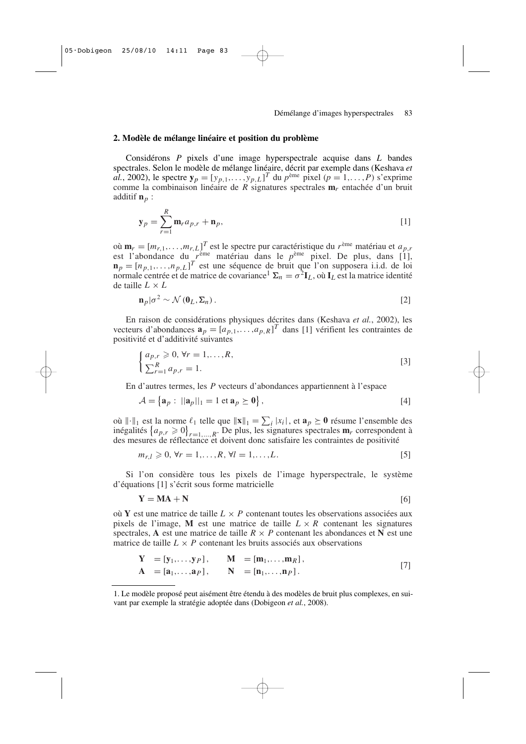## 2. Modèle de mélange linéaire et position du problème

Considérons $P$ pixels d'une image hyperspectrale acquise dans $L$ bandes spectrales. Selon le modèle de mélange linéaire, décrit par exemple dans (Keshava *et al.*, 2002), le spectre $\mathbf{y}_p = [y_{p,1},\ldots,y_{p,L}]^T$ du $p^{\text{ème}}$ pixel ($p = 1,\ldots,P$) s'exprime comme la combinaison linéaire de $R$ signatures spectrales $\mathbf{m}_r$ entachée d'un bruit additif $\mathbf{n}_p$ :

$$\mathbf{y}_p = \sum_{r=1}^{R} \mathbf{m}_r a_{p,r} + \mathbf{n}_p, \qquad [1]$$

où $\mathbf{m}_r = [m_{r,1},\ldots,m_{r,L}]^T$ est le spectre pur caractéristique du $r^{\text{ème}}$ matériau et $a_{p,r}$ est l'abondance du $r^{\text{ème}}$ matériau dans le $p^{\text{ème}}$ pixel. De plus, dans [1], $\mathbf{n}_p = [n_{p,1},\ldots,n_{p,L}]^T$ est une séquence de bruit que l'on supposera i.i.d. de loi normale centrée et de matrice de covariance[1] $\boldsymbol{\Sigma}_n = \sigma^2 \mathbf{I}_L$, où $\mathbf{I}_L$ est la matrice identité de taille $L \times L$

$$\mathbf{n}_p | \sigma^2 \sim \mathcal{N}\left(\mathbf{0}_L, \boldsymbol{\Sigma}_n\right). \qquad [2]$$

En raison de considérations physiques décrites dans (Keshava *et al.*, 2002), les vecteurs d'abondances $\mathbf{a}_p = [a_{p,1},\ldots,a_{p,R}]^T$ dans [1] vérifient les contraintes de positivité et d'additivité suivantes

$$\begin{cases} a_{p,r} \geqslant 0, \ \forall r = 1,\ldots,R, \\ \sum_{r=1}^{R} a_{p,r} = 1. \end{cases} \qquad [3]$$

En d'autres termes, les $P$ vecteurs d'abondances appartiennent à l'espace

$$\mathcal{A} = \left\{ \mathbf{a}_p : \ ||\mathbf{a}_p||_1 = 1 \text{ et } \mathbf{a}_p \succeq \mathbf{0} \right\}, \qquad [4]$$

où $\|\cdot\|_1$ est la norme $\ell_1$ telle que $\|\mathbf{x}\|_1 = \sum_i |x_i|$, et $\mathbf{a}_p \succeq \mathbf{0}$ résume l'ensemble des inégalités $\left\{a_{p,r} \geqslant 0\right\}_{r=1,\ldots,R}$. De plus, les signatures spectrales $\mathbf{m}_r$ correspondent à des mesures de réflectance et doivent donc satisfaire les contraintes de positivité

$$m_{r,l} \geqslant 0, \ \forall r = 1,\ldots,R, \ \forall l = 1,\ldots,L. \qquad [5]$$

Si l'on considère tous les pixels de l'image hyperspectrale, le système d'équations [1] s'écrit sous forme matricielle

$$\mathbf{Y} = \mathbf{M}\mathbf{A} + \mathbf{N} \qquad [6]$$

où $\mathbf{Y}$ est une matrice de taille $L \times P$ contenant toutes les observations associées aux pixels de l'image, $\mathbf{M}$ est une matrice de taille $L \times R$ contenant les signatures spectrales, $\mathbf{A}$ est une matrice de taille $R \times P$ contenant les abondances et $\mathbf{N}$ est une matrice de taille $L \times P$ contenant les bruits associés aux observations

$$\begin{aligned} \mathbf{Y} &= [\mathbf{y}_1,\ldots,\mathbf{y}_P], \qquad & \mathbf{M} &= [\mathbf{m}_1,\ldots,\mathbf{m}_R], \\ \mathbf{A} &= [\mathbf{a}_1,\ldots,\mathbf{a}_P], \qquad & \mathbf{N} &= [\mathbf{n}_1,\ldots,\mathbf{n}_P]. \end{aligned} \qquad [7]$$

1. Le modèle proposé peut aisément être étendu à des modèles de bruit plus complexes, en suivant par exemple la stratégie adoptée dans (Dobigeon *et al.*, 2008).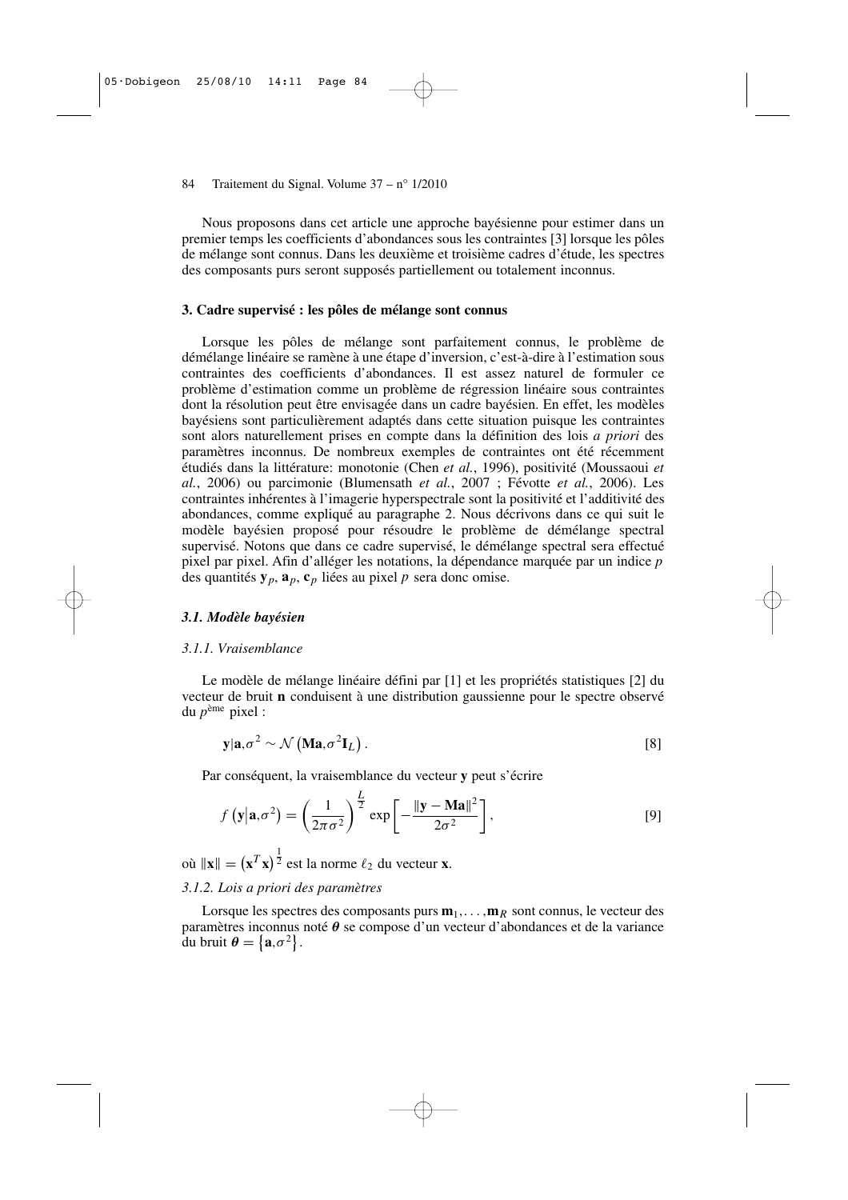Nous proposons dans cet article une approche bayésienne pour estimer dans un premier temps les coefficients d'abondances sous les contraintes [3] lorsque les pôles de mélange sont connus. Dans les deuxième et troisième cadres d'étude, les spectres des composants purs seront supposés partiellement ou totalement inconnus.

## 3. Cadre supervisé : les pôles de mélange sont connus

Lorsque les pôles de mélange sont parfaitement connus, le problème de démélange linéaire se ramène à une étape d'inversion, c'est-à-dire à l'estimation sous contraintes des coefficients d'abondances. Il est assez naturel de formuler ce problème d'estimation comme un problème de régression linéaire sous contraintes dont la résolution peut être envisagée dans un cadre bayésien. En effet, les modèles bayésiens sont particulièrement adaptés dans cette situation puisque les contraintes sont alors naturellement prises en compte dans la définition des lois *a priori* des paramètres inconnus. De nombreux exemples de contraintes ont été récemment étudiés dans la littérature: monotonie (Chen *et al.*, 1996), positivité (Moussaoui *et al.*, 2006) ou parcimonie (Blumensath *et al.*, 2007 ; Févotte *et al.*, 2006). Les contraintes inhérentes à l'imagerie hyperspectrale sont la positivité et l'additivité des abondances, comme expliqué au paragraphe 2. Nous décrivons dans ce qui suit le modèle bayésien proposé pour résoudre le problème de démélange spectral supervisé. Notons que dans ce cadre supervisé, le démélange spectral sera effectué pixel par pixel. Afin d'alléger les notations, la dépendance marquée par un indice $p$ des quantités $\mathbf{y}_p$, $\mathbf{a}_p$, $\mathbf{c}_p$ liées au pixel $p$ sera donc omise.

### *3.1. Modèle bayésien*

#### *3.1.1. Vraisemblance*

Le modèle de mélange linéaire défini par [1] et les propriétés statistiques [2] du vecteur de bruit $\mathbf{n}$ conduisent à une distribution gaussienne pour le spectre observé du $p^{\text{ème}}$ pixel :

$$\mathbf{y}|\mathbf{a},\sigma^2 \sim \mathcal{N}\left(\mathbf{M}\mathbf{a},\sigma^2\mathbf{I}_L\right). \qquad [8]$$

Par conséquent, la vraisemblance du vecteur $\mathbf{y}$ peut s'écrire

$$f\left(\mathbf{y}|\mathbf{a},\sigma^2\right) = \left(\frac{1}{2\pi\sigma^2}\right)^{\frac{L}{2}} \exp\left[-\frac{\|\mathbf{y}-\mathbf{M}\mathbf{a}\|^2}{2\sigma^2}\right], \qquad [9]$$

où $\|\mathbf{x}\| = \left(\mathbf{x}^T\mathbf{x}\right)^{\frac{1}{2}}$ est la norme $\ell_2$ du vecteur $\mathbf{x}$.

#### *3.1.2. Lois a priori des paramètres*

Lorsque les spectres des composants purs $\mathbf{m}_1,\ldots,\mathbf{m}_R$ sont connus, le vecteur des paramètres inconnus noté $\boldsymbol{\theta}$ se compose d'un vecteur d'abondances et de la variance du bruit $\boldsymbol{\theta} = \left\{\mathbf{a},\sigma^2\right\}$.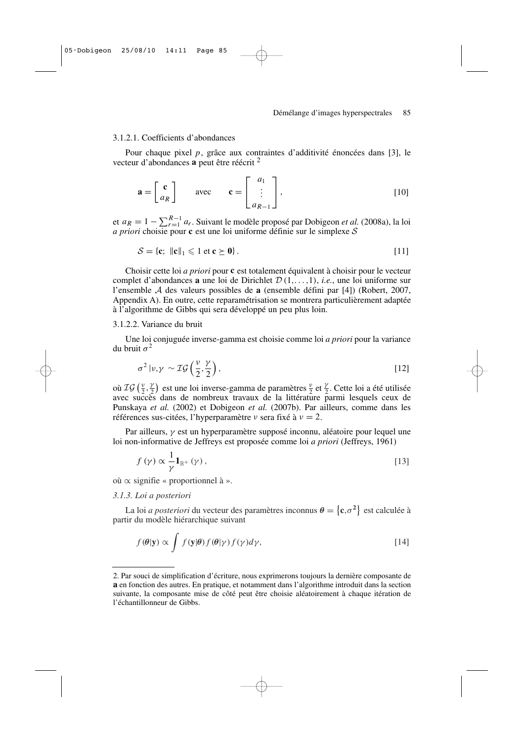#### 3.1.2.1. Coefficients d'abondances

Pour chaque pixel $p$, grâce aux contraintes d'additivité énoncées dans [3], le vecteur d'abondances $\mathbf{a}$ peut être réécrit [2]

$$\mathbf{a} = \begin{bmatrix} \mathbf{c} \\ a_R \end{bmatrix} \qquad \text{avec} \qquad \mathbf{c} = \begin{bmatrix} a_1 \\ \vdots \\ a_{R-1} \end{bmatrix}, \tag{10}$$

et $a_R = 1 - \sum_{r=1}^{R-1} a_r$. Suivant le modèle proposé par Dobigeon *et al.* (2008a), la loi *a priori* choisie pour $\mathbf{c}$ est une loi uniforme définie sur le simplexe $\mathcal{S}$

$$\mathcal{S} = \{\mathbf{c};\ \|\mathbf{c}\|_1 \leqslant 1 \text{ et } \mathbf{c} \succeq \mathbf{0}\}. \tag{11}$$

Choisir cette loi *a priori* pour $\mathbf{c}$ est totalement équivalent à choisir pour le vecteur complet d'abondances $\mathbf{a}$ une loi de Dirichlet $\mathcal{D}(1, \ldots, 1)$, *i.e.*, une loi uniforme sur l'ensemble $\mathcal{A}$ des valeurs possibles de $\mathbf{a}$ (ensemble défini par [4]) (Robert, 2007, Appendix A). En outre, cette reparamétrisation se montrera particulièrement adaptée à l'algorithme de Gibbs qui sera développé un peu plus loin.

#### 3.1.2.2. Variance du bruit

Une loi conjuguée inverse-gamma est choisie comme loi *a priori* pour la variance du bruit $\sigma^2$

$$\sigma^2 | \nu, \gamma \sim \mathcal{IG}\left(\frac{\nu}{2}, \frac{\gamma}{2}\right), \tag{12}$$

où $\mathcal{IG}\left(\frac{\nu}{2}, \frac{\gamma}{2}\right)$ est une loi inverse-gamma de paramètres $\frac{\nu}{2}$ et $\frac{\gamma}{2}$. Cette loi a été utilisée avec succès dans de nombreux travaux de la littérature parmi lesquels ceux de Punskaya *et al.* (2002) et Dobigeon *et al.* (2007b). Par ailleurs, comme dans les références sus-citées, l'hyperparamètre $\nu$ sera fixé à $\nu = 2$.

Par ailleurs, $\gamma$ est un hyperparamètre supposé inconnu, aléatoire pour lequel une loi non-informative de Jeffreys est proposée comme loi *a priori* (Jeffreys, 1961)

$$f(\gamma) \propto \frac{1}{\gamma} \mathbf{1}_{\mathbb{R}^+}(\gamma), \tag{13}$$

où $\propto$ signifie « proportionnel à ».

### *3.1.3. Loi a posteriori*

La loi *a posteriori* du vecteur des paramètres inconnus $\boldsymbol{\theta} = \{\mathbf{c}, \sigma^2\}$ est calculée à partir du modèle hiérarchique suivant

$$f(\boldsymbol{\theta}|\mathbf{y}) \propto \int f(\mathbf{y}|\boldsymbol{\theta}) f(\boldsymbol{\theta}|\gamma) f(\gamma) d\gamma, \tag{14}$$

---

2. Par souci de simplification d'écriture, nous exprimerons toujours la dernière composante de $\mathbf{a}$ en fonction des autres. En pratique, et notamment dans l'algorithme introduit dans la section suivante, la composante mise de côté peut être choisie aléatoirement à chaque itération de l'échantillonneur de Gibbs.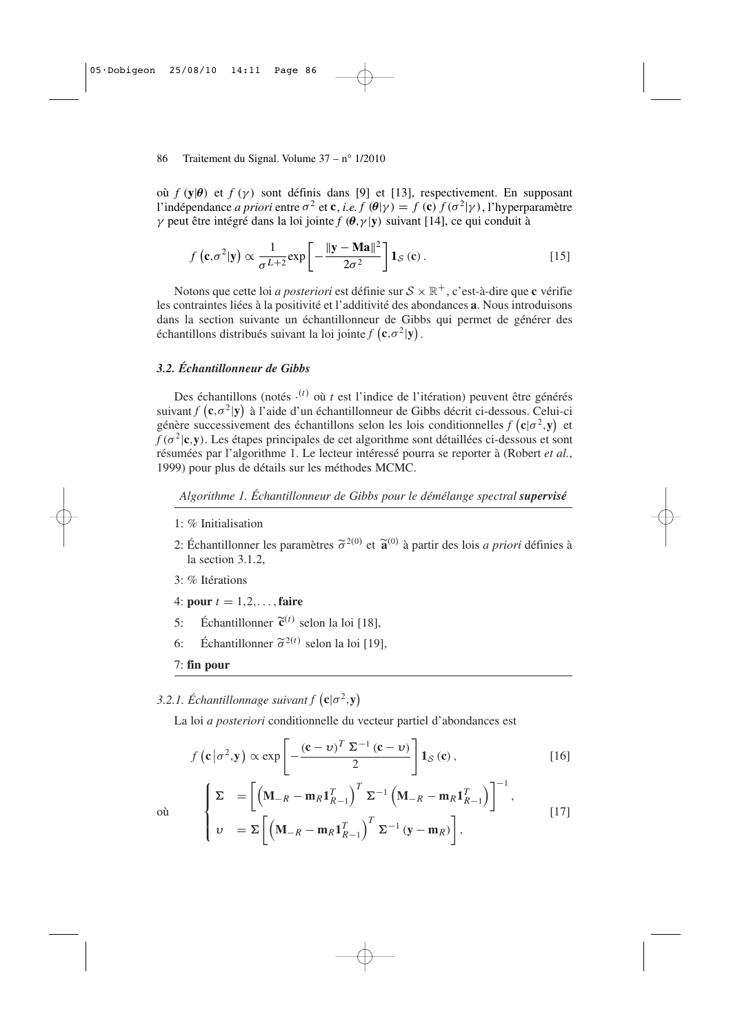où $f(\mathbf{y}|\boldsymbol{\theta})$ et $f(\gamma)$ sont définis dans [9] et [13], respectivement. En supposant l'indépendance *a priori* entre $\sigma^2$ et $\mathbf{c}$, *i.e.* $f(\boldsymbol{\theta}|\gamma) = f(\mathbf{c})\, f(\sigma^2|\gamma)$, l'hyperparamètre $\gamma$ peut être intégré dans la loi jointe $f(\boldsymbol{\theta},\gamma|\mathbf{y})$ suivant [14], ce qui conduit à

$$f\left(\mathbf{c},\sigma^2|\mathbf{y}\right) \propto \frac{1}{\sigma^{L+2}} \exp\left[-\frac{\|\mathbf{y}-\mathbf{M}\mathbf{a}\|^2}{2\sigma^2}\right] \mathbf{1}_{\mathcal{S}}(\mathbf{c}). \quad [15]$$

Notons que cette loi *a posteriori* est définie sur $\mathcal{S} \times \mathbb{R}^+$, c'est-à-dire que $\mathbf{c}$ vérifie les contraintes liées à la positivité et l'additivité des abondances $\mathbf{a}$. Nous introduisons dans la section suivante un échantillonneur de Gibbs qui permet de générer des échantillons distribués suivant la loi jointe $f\left(\mathbf{c},\sigma^2|\mathbf{y}\right)$.

### *3.2. Échantillonneur de Gibbs*

Des échantillons (notés $\cdot^{(t)}$ où $t$ est l'indice de l'itération) peuvent être générés suivant $f\left(\mathbf{c},\sigma^2|\mathbf{y}\right)$ à l'aide d'un échantillonneur de Gibbs décrit ci-dessous. Celui-ci génère successivement des échantillons selon les lois conditionnelles $f\left(\mathbf{c}|\sigma^2,\mathbf{y}\right)$ et $f(\sigma^2|\mathbf{c},\mathbf{y})$. Les étapes principales de cet algorithme sont détaillées ci-dessous et sont résumées par l'algorithme 1. Le lecteur intéressé pourra se reporter à (Robert *et al.*, 1999) pour plus de détails sur les méthodes MCMC.

*Algorithme 1. Échantillonneur de Gibbs pour le démélange spectral* ***supervisé***

1: % Initialisation

2: Échantillonner les paramètres $\widetilde{\sigma}^{2(0)}$ et $\widetilde{\mathbf{a}}^{(0)}$ à partir des lois *a priori* définies à la section 3.1.2,

3: % Itérations

4: **pour** $t = 1,2,\ldots,$ **faire**

5: Échantillonner $\widetilde{\mathbf{c}}^{(t)}$ selon la loi [18],

6: Échantillonner $\widetilde{\sigma}^{2(t)}$ selon la loi [19],

7: **fin pour**

#### *3.2.1. Échantillonnage suivant $f\left(\mathbf{c}|\sigma^2,\mathbf{y}\right)$*

La loi *a posteriori* conditionnelle du vecteur partiel d'abondances est

$$f\left(\mathbf{c}\,|\sigma^2,\mathbf{y}\right) \propto \exp\left[-\frac{(\mathbf{c}-\boldsymbol{\upsilon})^T\, \boldsymbol{\Sigma}^{-1}\,(\mathbf{c}-\boldsymbol{\upsilon})}{2}\right] \mathbf{1}_{\mathcal{S}}(\mathbf{c}), \quad [16]$$

où

$$\begin{cases} \boldsymbol{\Sigma} &= \left[\left(\mathbf{M}_{-R} - \mathbf{m}_R \mathbf{1}_{R-1}^T\right)^T \boldsymbol{\Sigma}^{-1} \left(\mathbf{M}_{-R} - \mathbf{m}_R \mathbf{1}_{R-1}^T\right)\right]^{-1}, \\ \boldsymbol{\upsilon} &= \boldsymbol{\Sigma}\left[\left(\mathbf{M}_{-R} - \mathbf{m}_R \mathbf{1}_{R-1}^T\right)^T \boldsymbol{\Sigma}^{-1} (\mathbf{y} - \mathbf{m}_R)\right], \end{cases} \quad [17]$$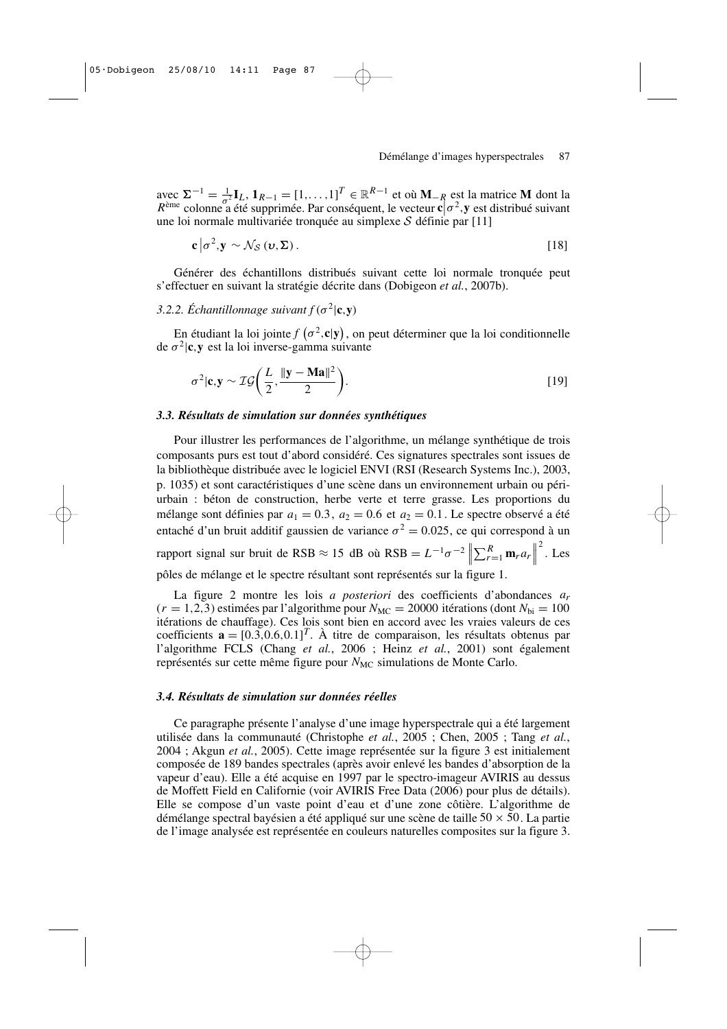avec $\mathbf{\Sigma}^{-1} = \frac{1}{\sigma^2}\mathbf{I}_L$, $\mathbf{1}_{R-1} = [1,\ldots,1]^T \in \mathbb{R}^{R-1}$ et où $\mathbf{M}_{-R}$ est la matrice $\mathbf{M}$ dont la $R^{\text{ème}}$ colonne a été supprimée. Par conséquent, le vecteur $\mathbf{c}\left|\sigma^2,\mathbf{y}\right.$ est distribué suivant une loi normale multivariée tronquée au simplexe $\mathcal{S}$ définie par [11]

$$\mathbf{c}\left|\sigma^2,\mathbf{y} \sim \mathcal{N}_{\mathcal{S}}\left(\boldsymbol{\upsilon},\mathbf{\Sigma}\right).\right. \quad [18]$$

Générer des échantillons distribués suivant cette loi normale tronquée peut s'effectuer en suivant la stratégie décrite dans (Dobigeon *et al.*, 2007b).

### 3.2.2. *Échantillonnage suivant* $f(\sigma^2|\mathbf{c},\mathbf{y})$

En étudiant la loi jointe $f\left(\sigma^2,\mathbf{c}|\mathbf{y}\right)$, on peut déterminer que la loi conditionnelle de $\sigma^2|\mathbf{c},\mathbf{y}$ est la loi inverse-gamma suivante

$$\sigma^2|\mathbf{c},\mathbf{y} \sim \mathcal{IG}\left(\frac{L}{2},\frac{\|\mathbf{y}-\mathbf{Ma}\|^2}{2}\right). \quad [19]$$

### 3.3. Résultats de simulation sur données synthétiques

Pour illustrer les performances de l'algorithme, un mélange synthétique de trois composants purs est tout d'abord considéré. Ces signatures spectrales sont issues de la bibliothèque distribuée avec le logiciel ENVI (RSI (Research Systems Inc.), 2003, p. 1035) et sont caractéristiques d'une scène dans un environnement urbain ou péri-urbain : béton de construction, herbe verte et terre grasse. Les proportions du mélange sont définies par $a_1 = 0.3$, $a_2 = 0.6$ et $a_2 = 0.1$. Le spectre observé a été entaché d'un bruit additif gaussien de variance $\sigma^2 = 0.025$, ce qui correspond à un rapport signal sur bruit de RSB $\approx 15$ dB où RSB $= L^{-1}\sigma^{-2}\left\|\sum_{r=1}^{R}\mathbf{m}_r a_r\right\|^2$. Les pôles de mélange et le spectre résultant sont représentés sur la figure 1.

La figure 2 montre les lois *a posteriori* des coefficients d'abondances $a_r$ ($r = 1,2,3$) estimées par l'algorithme pour $N_{\text{MC}} = 20000$ itérations (dont $N_{\text{bi}} = 100$ itérations de chauffage). Ces lois sont bien en accord avec les vraies valeurs de ces coefficients $\mathbf{a} = [0.3,0.6,0.1]^T$. À titre de comparaison, les résultats obtenus par l'algorithme FCLS (Chang *et al.*, 2006 ; Heinz *et al.*, 2001) sont également représentés sur cette même figure pour $N_{\text{MC}}$ simulations de Monte Carlo.

### 3.4. Résultats de simulation sur données réelles

Ce paragraphe présente l'analyse d'une image hyperspectrale qui a été largement utilisée dans la communauté (Christophe *et al.*, 2005 ; Chen, 2005 ; Tang *et al.*, 2004 ; Akgun *et al.*, 2005). Cette image représentée sur la figure 3 est initialement composée de 189 bandes spectrales (après avoir enlevé les bandes d'absorption de la vapeur d'eau). Elle a été acquise en 1997 par le spectro-imageur AVIRIS au dessus de Moffett Field en Californie (voir AVIRIS Free Data (2006) pour plus de détails). Elle se compose d'un vaste point d'eau et d'une zone côtière. L'algorithme de démélange spectral bayésien a été appliqué sur une scène de taille $50 \times 50$. La partie de l'image analysée est représentée en couleurs naturelles composites sur la figure 3.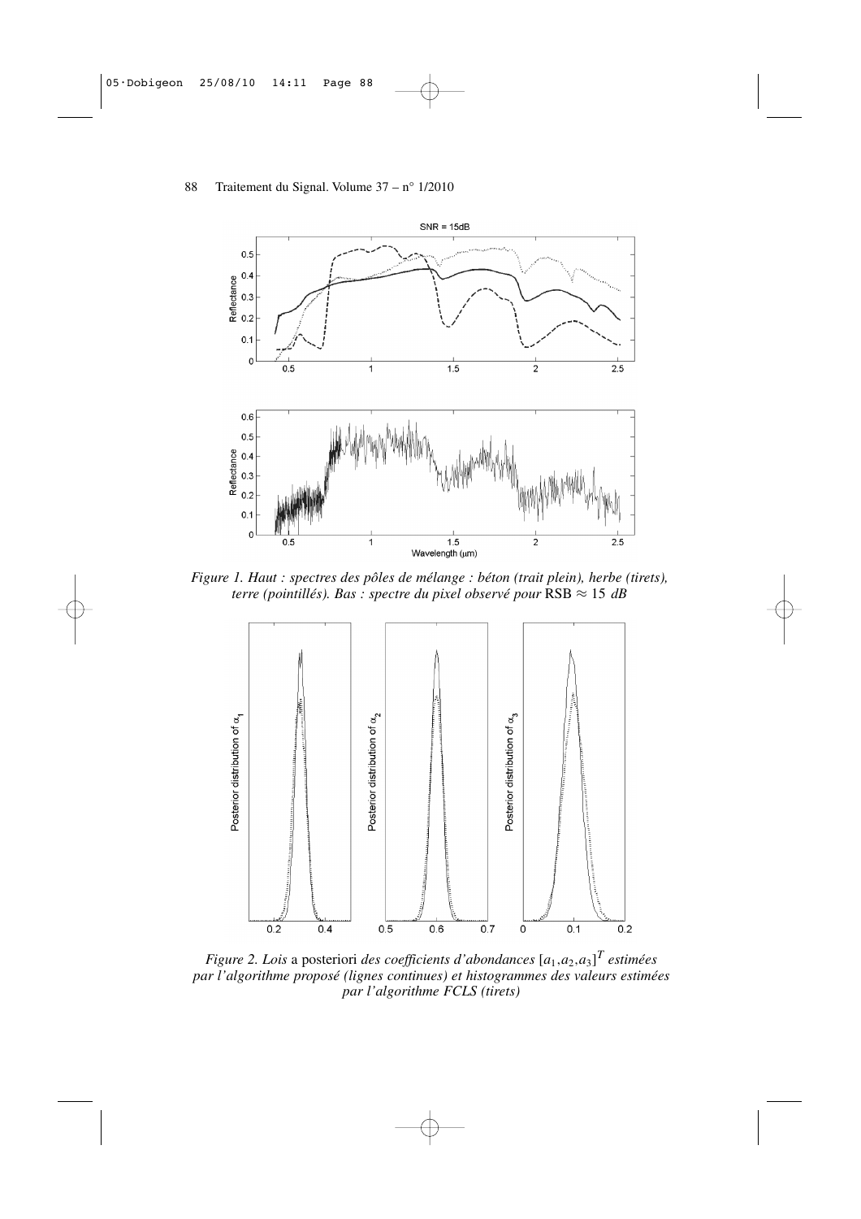*Figure 1. Haut : spectres des pôles de mélange : béton (trait plein), herbe (tirets), terre (pointillés). Bas : spectre du pixel observé pour* RSB $\approx 15$ *dB*

*Figure 2. Lois* a posteriori *des coefficients d'abondances* $[a_1, a_2, a_3]^T$ *estimées par l'algorithme proposé (lignes continues) et histogrammes des valeurs estimées par l'algorithme FCLS (tirets)*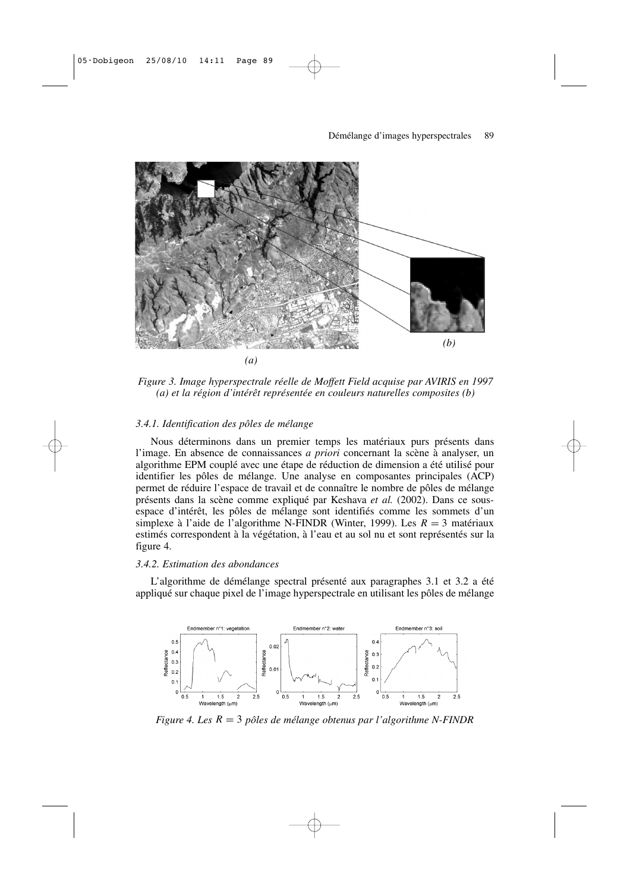*(a)*

*(b)*

*Figure 3. Image hyperspectrale réelle de Moffett Field acquise par AVIRIS en 1997 (a) et la région d'intérêt représentée en couleurs naturelles composites (b)*

### *3.4.1. Identification des pôles de mélange*

Nous déterminons dans un premier temps les matériaux purs présents dans l'image. En absence de connaissances *a priori* concernant la scène à analyser, un algorithme EPM couplé avec une étape de réduction de dimension a été utilisé pour identifier les pôles de mélange. Une analyse en composantes principales (ACP) permet de réduire l'espace de travail et de connaître le nombre de pôles de mélange présents dans la scène comme expliqué par Keshava *et al.* (2002). Dans ce sous-espace d'intérêt, les pôles de mélange sont identifiés comme les sommets d'un simplexe à l'aide de l'algorithme N-FINDR (Winter, 1999). Les $R = 3$ matériaux estimés correspondent à la végétation, à l'eau et au sol nu et sont représentés sur la figure 4.

### *3.4.2. Estimation des abondances*

L'algorithme de démélange spectral présenté aux paragraphes 3.1 et 3.2 a été appliqué sur chaque pixel de l'image hyperspectrale en utilisant les pôles de mélange

*Figure 4. Les $R = 3$ pôles de mélange obtenus par l'algorithme N-FINDR*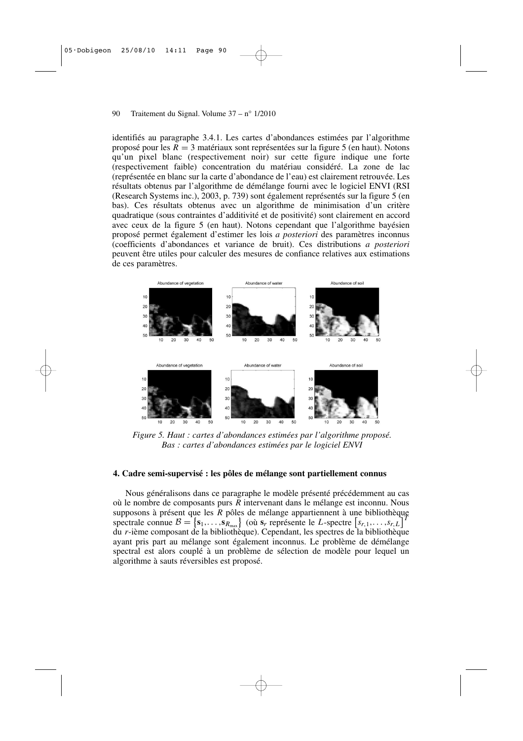identifiés au paragraphe 3.4.1. Les cartes d'abondances estimées par l'algorithme proposé pour les $R = 3$ matériaux sont représentées sur la figure 5 (en haut). Notons qu'un pixel blanc (respectivement noir) sur cette figure indique une forte (respectivement faible) concentration du matériau considéré. La zone de lac (représentée en blanc sur la carte d'abondance de l'eau) est clairement retrouvée. Les résultats obtenus par l'algorithme de démélange fourni avec le logiciel ENVI (RSI (Research Systems inc.), 2003, p. 739) sont également représentés sur la figure 5 (en bas). Ces résultats obtenus avec un algorithme de minimisation d'un critère quadratique (sous contraintes d'additivité et de positivité) sont clairement en accord avec ceux de la figure 5 (en haut). Notons cependant que l'algorithme bayésien proposé permet également d'estimer les lois *a posteriori* des paramètres inconnus (coefficients d'abondances et variance de bruit). Ces distributions *a posteriori* peuvent être utiles pour calculer des mesures de confiance relatives aux estimations de ces paramètres.

*Figure 5. Haut : cartes d'abondances estimées par l'algorithme proposé. Bas : cartes d'abondances estimées par le logiciel ENVI*

## 4. Cadre semi-supervisé : les pôles de mélange sont partiellement connus

Nous généralisons dans ce paragraphe le modèle présenté précédemment au cas où le nombre de composants purs $R$ intervenant dans le mélange est inconnu. Nous supposons à présent que les $R$ pôles de mélange appartiennent à une bibliothèque spectrale connue $\mathcal{B} = \{\mathbf{s}_1, \ldots, \mathbf{s}_{R_{\max}}\}$ (où $\mathbf{s}_r$ représente le $L$-spectre $\left[s_{r,1}, \ldots, s_{r,L}\right]^T$ du $r$-ième composant de la bibliothèque). Cependant, les spectres de la bibliothèque ayant pris part au mélange sont également inconnus. Le problème de démélange spectral est alors couplé à un problème de sélection de modèle pour lequel un algorithme à sauts réversibles est proposé.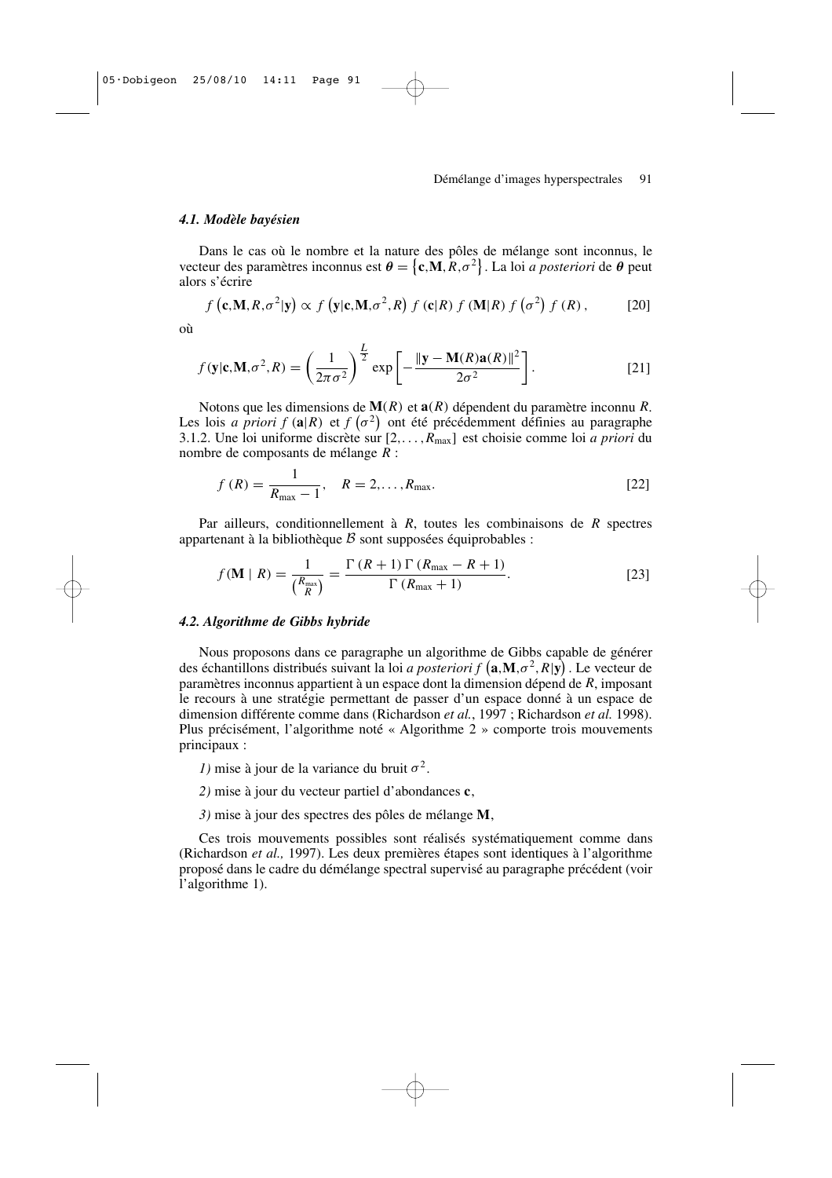### 4.1. Modèle bayésien

Dans le cas où le nombre et la nature des pôles de mélange sont inconnus, le vecteur des paramètres inconnus est $\boldsymbol{\theta} = \left\{\mathbf{c}, \mathbf{M}, R, \sigma^2\right\}$. La loi *a posteriori* de $\boldsymbol{\theta}$ peut alors s'écrire

$$f\left(\mathbf{c}, \mathbf{M}, R, \sigma^2 | \mathbf{y}\right) \propto f\left(\mathbf{y} | \mathbf{c}, \mathbf{M}, \sigma^2, R\right) f\left(\mathbf{c} | R\right) f\left(\mathbf{M} | R\right) f\left(\sigma^2\right) f\left(R\right), \qquad [20]$$

où

$$f(\mathbf{y} | \mathbf{c}, \mathbf{M}, \sigma^2, R) = \left(\frac{1}{2\pi\sigma^2}\right)^{\frac{L}{2}} \exp\left[-\frac{\|\mathbf{y} - \mathbf{M}(R)\mathbf{a}(R)\|^2}{2\sigma^2}\right]. \qquad [21]$$

Notons que les dimensions de $\mathbf{M}(R)$ et $\mathbf{a}(R)$ dépendent du paramètre inconnu $R$. Les lois *a priori* $f(\mathbf{a}|R)$ et $f\left(\sigma^2\right)$ ont été précédemment définies au paragraphe 3.1.2. Une loi uniforme discrète sur $[2, \ldots, R_{\max}]$ est choisie comme loi *a priori* du nombre de composants de mélange $R$ :

$$f\left(R\right) = \frac{1}{R_{\max} - 1}, \quad R = 2, \ldots, R_{\max}. \qquad [22]$$

Par ailleurs, conditionnellement à $R$, toutes les combinaisons de $R$ spectres appartenant à la bibliothèque $\mathcal{B}$ sont supposées équiprobables :

$$f(\mathbf{M} \mid R) = \frac{1}{\binom{R_{\max}}{R}} = \frac{\Gamma\left(R+1\right)\Gamma\left(R_{\max} - R + 1\right)}{\Gamma\left(R_{\max} + 1\right)}. \qquad [23]$$

### 4.2. Algorithme de Gibbs hybride

Nous proposons dans ce paragraphe un algorithme de Gibbs capable de générer des échantillons distribués suivant la loi *a posteriori* $f\left(\mathbf{a}, \mathbf{M}, \sigma^2, R|\mathbf{y}\right)$. Le vecteur de paramètres inconnus appartient à un espace dont la dimension dépend de $R$, imposant le recours à une stratégie permettant de passer d'un espace donné à un espace de dimension différente comme dans (Richardson *et al.*, 1997 ; Richardson *et al.* 1998). Plus précisément, l'algorithme noté « Algorithme 2 » comporte trois mouvements principaux :

*1)* mise à jour de la variance du bruit $\sigma^2$.

*2)* mise à jour du vecteur partiel d'abondances $\mathbf{c}$,

*3)* mise à jour des spectres des pôles de mélange $\mathbf{M}$,

Ces trois mouvements possibles sont réalisés systématiquement comme dans (Richardson *et al.,* 1997). Les deux premières étapes sont identiques à l'algorithme proposé dans le cadre du démélange spectral supervisé au paragraphe précédent (voir l'algorithme 1).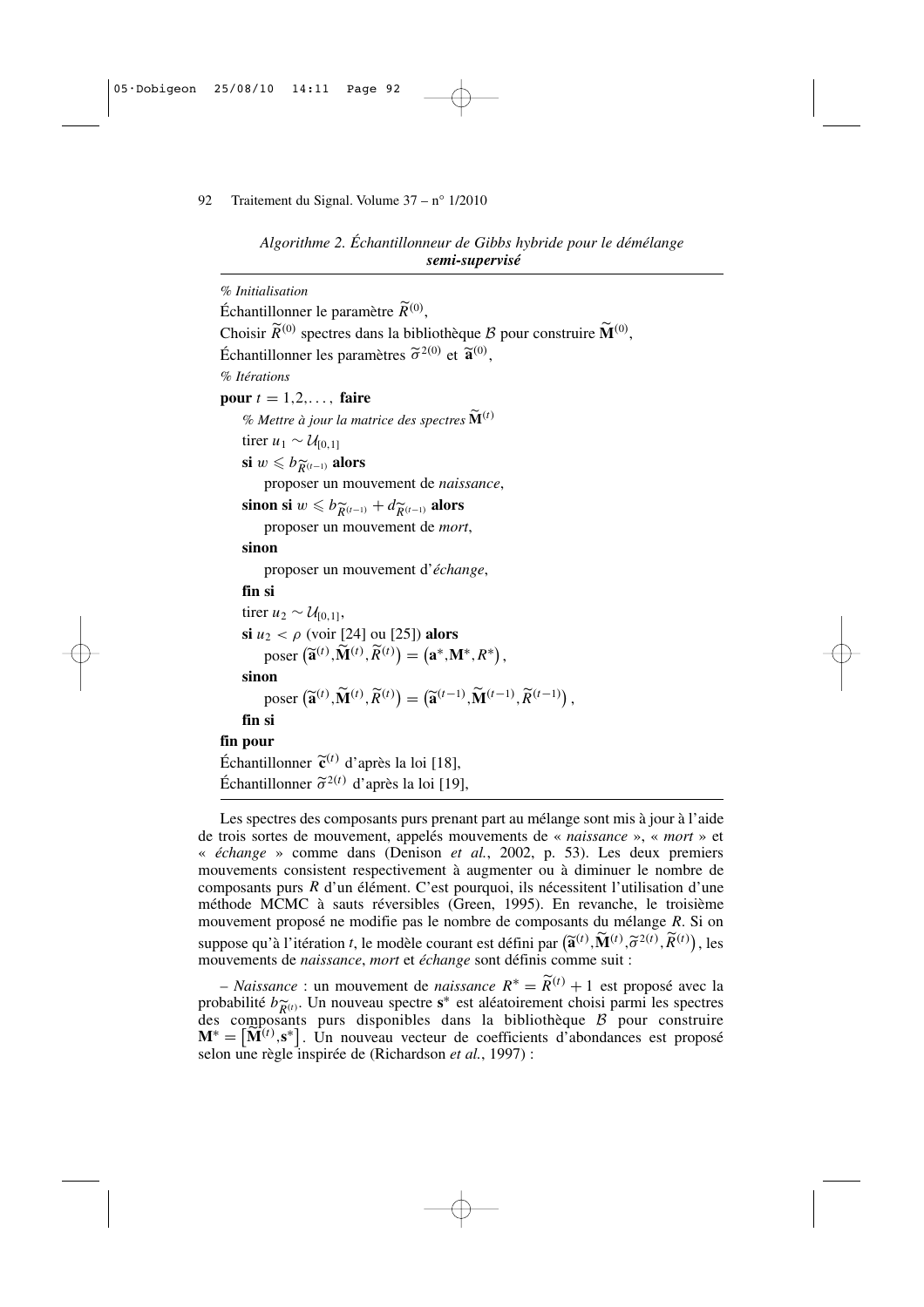*Algorithme 2. Échantillonneur de Gibbs hybride pour le démélange* ***semi-supervisé***

---

*% Initialisation*

Échantillonner le paramètre $\widetilde{R}^{(0)}$,

Choisir $\widetilde{R}^{(0)}$ spectres dans la bibliothèque $\mathcal{B}$ pour construire $\widetilde{\mathbf{M}}^{(0)}$,

Échantillonner les paramètres $\widetilde{\sigma}^{2(0)}$ et $\widetilde{\mathbf{a}}^{(0)}$,

*% Itérations*

**pour** $t = 1,2,\ldots,$ **faire**

  *% Mettre à jour la matrice des spectres* $\widetilde{\mathbf{M}}^{(t)}$

  tirer $u_1 \sim \mathcal{U}_{[0,1]}$

  **si** $w \leqslant b_{\widetilde{R}^{(t-1)}}$ **alors**

    proposer un mouvement de *naissance*,

  **sinon si** $w \leqslant b_{\widetilde{R}^{(t-1)}} + d_{\widetilde{R}^{(t-1)}}$ **alors**

    proposer un mouvement de *mort*,

  **sinon**

    proposer un mouvement d'*échange*,

  **fin si**

  tirer $u_2 \sim \mathcal{U}_{[0,1]}$,

  **si** $u_2 < \rho$ (voir [24] ou [25]) **alors**

    poser $\left(\widetilde{\mathbf{a}}^{(t)}, \widetilde{\mathbf{M}}^{(t)}, \widetilde{R}^{(t)}\right) = \left(\mathbf{a}^*, \mathbf{M}^*, R^*\right)$,

  **sinon**

    poser $\left(\widetilde{\mathbf{a}}^{(t)}, \widetilde{\mathbf{M}}^{(t)}, \widetilde{R}^{(t)}\right) = \left(\widetilde{\mathbf{a}}^{(t-1)}, \widetilde{\mathbf{M}}^{(t-1)}, \widetilde{R}^{(t-1)}\right)$,

  **fin si**

**fin pour**

Échantillonner $\widetilde{\mathbf{c}}^{(t)}$ d'après la loi [18],

Échantillonner $\widetilde{\sigma}^{2(t)}$ d'après la loi [19],

---

Les spectres des composants purs prenant part au mélange sont mis à jour à l'aide de trois sortes de mouvement, appelés mouvements de « *naissance* », « *mort* » et « *échange* » comme dans (Denison *et al.*, 2002, p. 53). Les deux premiers mouvements consistent respectivement à augmenter ou à diminuer le nombre de composants purs $R$ d'un élément. C'est pourquoi, ils nécessitent l'utilisation d'une méthode MCMC à sauts réversibles (Green, 1995). En revanche, le troisième mouvement proposé ne modifie pas le nombre de composants du mélange $R$. Si on suppose qu'à l'itération $t$, le modèle courant est défini par $\left(\widetilde{\mathbf{a}}^{(t)}, \widetilde{\mathbf{M}}^{(t)}, \widetilde{\sigma}^{2(t)}, \widetilde{R}^{(t)}\right)$, les mouvements de *naissance*, *mort* et *échange* sont définis comme suit :

– *Naissance* : un mouvement de *naissance* $R^* = \widetilde{R}^{(t)} + 1$ est proposé avec la probabilité $b_{\widetilde{R}^{(t)}}$. Un nouveau spectre $\mathbf{s}^*$ est aléatoirement choisi parmi les spectres des composants purs disponibles dans la bibliothèque $\mathcal{B}$ pour construire $\mathbf{M}^* = \left[\widetilde{\mathbf{M}}^{(t)}, \mathbf{s}^*\right]$. Un nouveau vecteur de coefficients d'abondances est proposé selon une règle inspirée de (Richardson *et al.*, 1997) :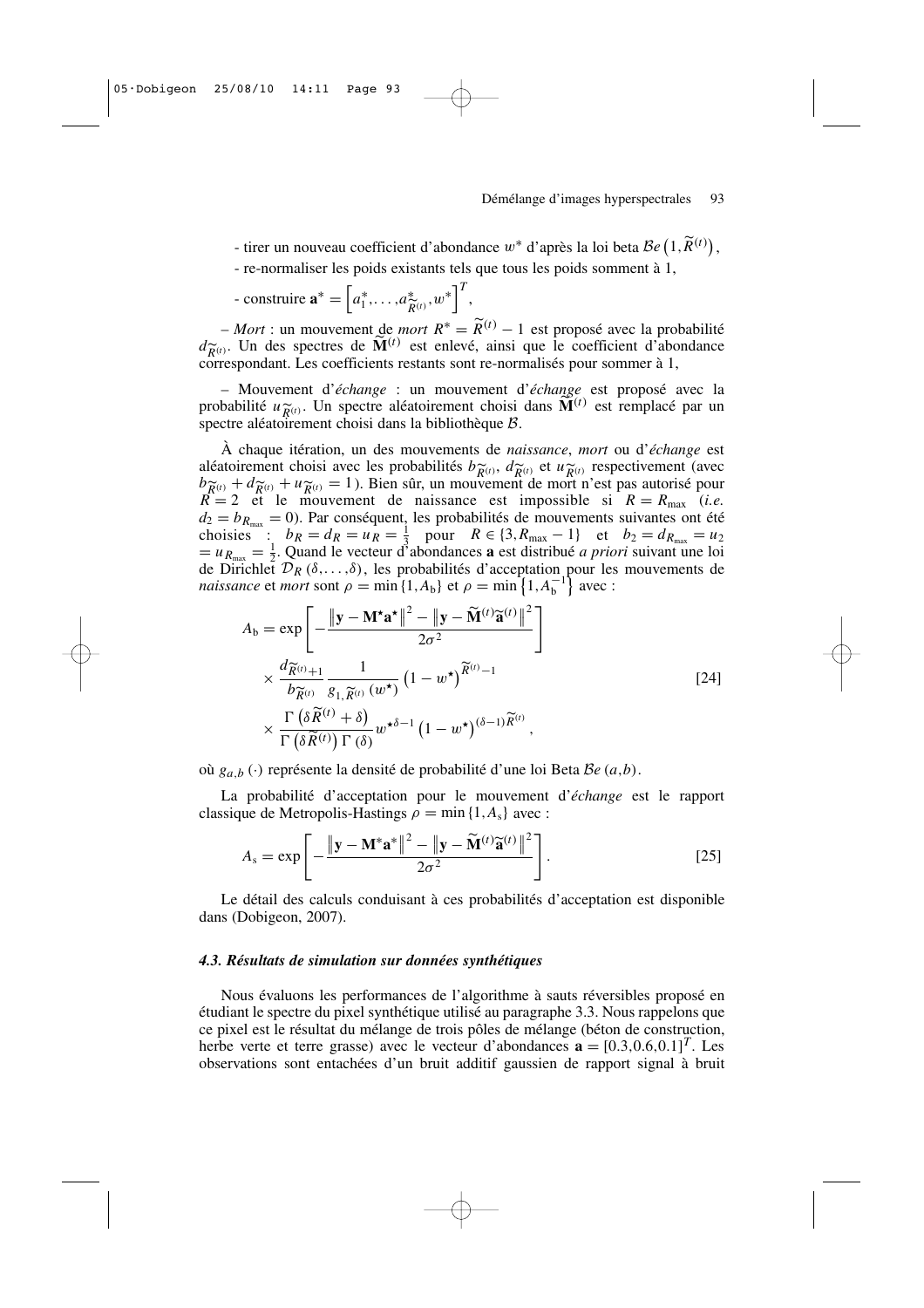- tirer un nouveau coefficient d'abondance $w^*$ d'après la loi beta $\mathcal{B}e\left(1,\widetilde{R}^{(t)}\right)$,

- re-normaliser les poids existants tels que tous les poids somment à 1,

- construire $\mathbf{a}^* = \left[a_1^*,\ldots,a_{\widetilde{R}^{(t)}}^*,w^*\right]^T$,

– *Mort* : un mouvement de *mort* $R^* = \widetilde{R}^{(t)} - 1$ est proposé avec la probabilité $d_{\widetilde{R}^{(t)}}$. Un des spectres de $\widetilde{\mathbf{M}}^{(t)}$ est enlevé, ainsi que le coefficient d'abondance correspondant. Les coefficients restants sont re-normalisés pour sommer à 1,

– Mouvement d'*échange* : un mouvement d'*échange* est proposé avec la probabilité $u_{\widetilde{R}^{(t)}}$. Un spectre aléatoirement choisi dans $\widetilde{\mathbf{M}}^{(t)}$ est remplacé par un spectre aléatoirement choisi dans la bibliothèque $\mathcal{B}$.

À chaque itération, un des mouvements de *naissance*, *mort* ou d'*échange* est aléatoirement choisi avec les probabilités $b_{\widetilde{R}^{(t)}}$, $d_{\widetilde{R}^{(t)}}$ et $u_{\widetilde{R}^{(t)}}$ respectivement (avec $b_{\widetilde{R}^{(t)}} + d_{\widetilde{R}^{(t)}} + u_{\widetilde{R}^{(t)}} = 1$). Bien sûr, un mouvement de mort n'est pas autorisé pour $R = 2$ et le mouvement de naissance est impossible si $R = R_{\max}$ (*i.e.* $d_2 = b_{R_{\max}} = 0$). Par conséquent, les probabilités de mouvements suivantes ont été choisies : $b_R = d_R = u_R = \frac{1}{3}$ pour $R \in \{3, R_{\max} - 1\}$ et $b_2 = d_{R_{\max}} = u_2 = u_{R_{\max}} = \frac{1}{2}$. Quand le vecteur d'abondances $\mathbf{a}$ est distribué *a priori* suivant une loi de Dirichlet $\mathcal{D}_R(\delta,\ldots,\delta)$, les probabilités d'acceptation pour les mouvements de *naissance* et *mort* sont $\rho = \min\{1, A_{\mathrm{b}}\}$ et $\rho = \min\left\{1, A_{\mathrm{b}}^{-1}\right\}$ avec :

$$
\begin{aligned}
A_{\mathrm{b}} = {} & \exp\left[-\frac{\left\|\mathbf{y} - \mathbf{M}^{\star}\mathbf{a}^{\star}\right\|^2 - \left\|\mathbf{y} - \widetilde{\mathbf{M}}^{(t)}\widetilde{\mathbf{a}}^{(t)}\right\|^2}{2\sigma^2}\right] \\
& \times \frac{d_{\widetilde{R}^{(t)}+1}}{b_{\widetilde{R}^{(t)}}} \frac{1}{g_{1,\widetilde{R}^{(t)}}(w^{\star})} \left(1 - w^{\star}\right)^{\widetilde{R}^{(t)}-1} \\
& \times \frac{\Gamma\left(\delta\widetilde{R}^{(t)} + \delta\right)}{\Gamma\left(\delta\widetilde{R}^{(t)}\right)\Gamma(\delta)} w^{\star\delta-1} \left(1 - w^{\star}\right)^{(\delta-1)\widetilde{R}^{(t)}},
\end{aligned}
\qquad [24]
$$

où $g_{a,b}(\cdot)$ représente la densité de probabilité d'une loi Beta $\mathcal{B}e(a,b)$.

La probabilité d'acceptation pour le mouvement d'*échange* est le rapport classique de Metropolis-Hastings $\rho = \min\{1, A_{\mathrm{s}}\}$ avec :

$$
A_{\mathrm{s}} = \exp\left[-\frac{\left\|\mathbf{y} - \mathbf{M}^{*}\mathbf{a}^{*}\right\|^2 - \left\|\mathbf{y} - \widetilde{\mathbf{M}}^{(t)}\widetilde{\mathbf{a}}^{(t)}\right\|^2}{2\sigma^2}\right]. \qquad [25]
$$

Le détail des calculs conduisant à ces probabilités d'acceptation est disponible dans (Dobigeon, 2007).

#### *4.3. Résultats de simulation sur données synthétiques*

Nous évaluons les performances de l'algorithme à sauts réversibles proposé en étudiant le spectre du pixel synthétique utilisé au paragraphe 3.3. Nous rappelons que ce pixel est le résultat du mélange de trois pôles de mélange (béton de construction, herbe verte et terre grasse) avec le vecteur d'abondances $\mathbf{a} = [0.3, 0.6, 0.1]^T$. Les observations sont entachées d'un bruit additif gaussien de rapport signal à bruit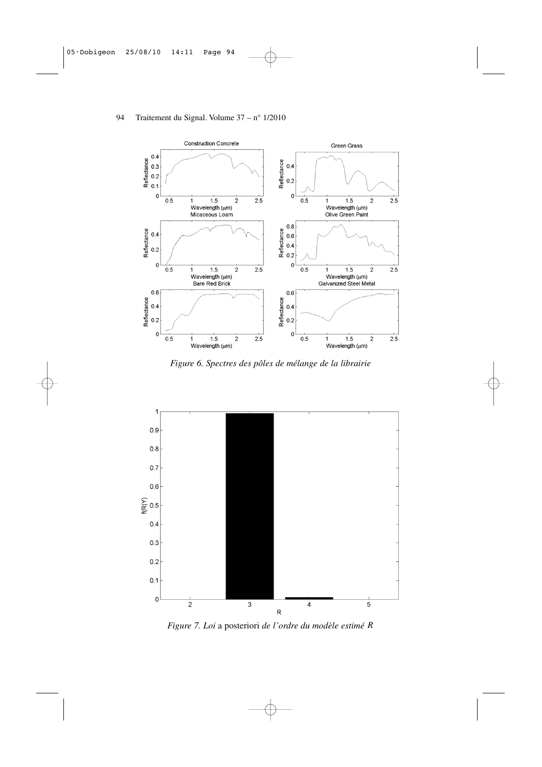*Figure 6. Spectres des pôles de mélange de la librairie*

*Figure 7. Loi* a posteriori *de l'ordre du modèle estimé $R$*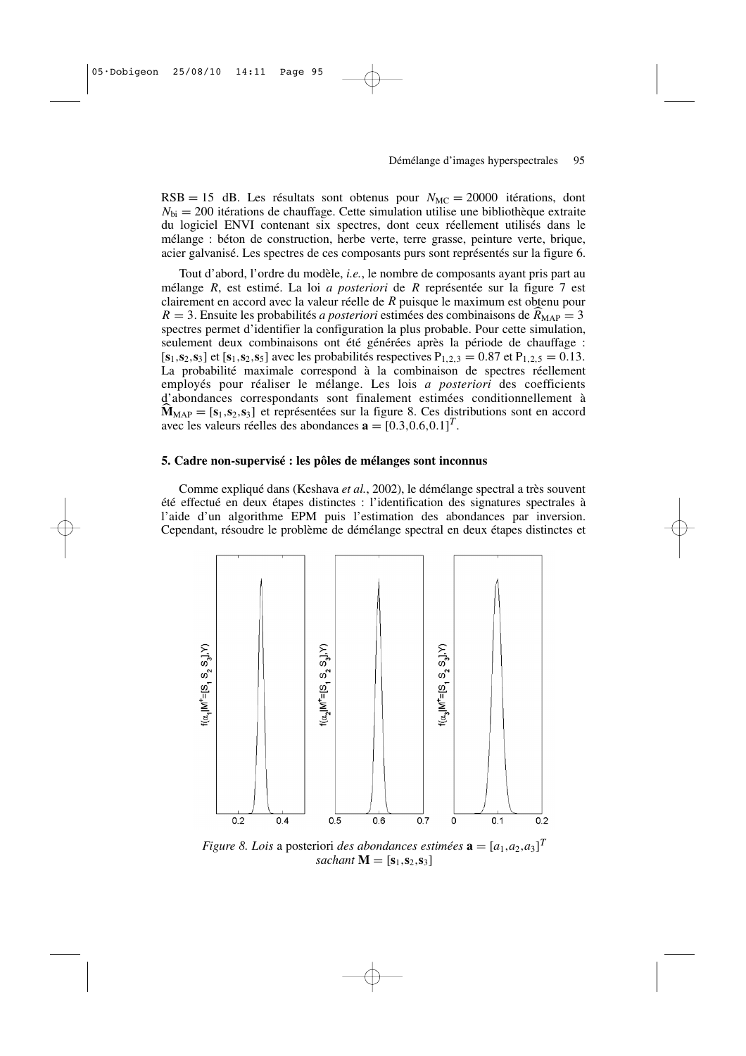$\text{RSB} = 15$ dB. Les résultats sont obtenus pour $N_{\text{MC}} = 20000$ itérations, dont $N_{\text{bi}} = 200$ itérations de chauffage. Cette simulation utilise une bibliothèque extraite du logiciel ENVI contenant six spectres, dont ceux réellement utilisés dans le mélange : béton de construction, herbe verte, terre grasse, peinture verte, brique, acier galvanisé. Les spectres de ces composants purs sont représentés sur la figure 6.

Tout d'abord, l'ordre du modèle, *i.e.*, le nombre de composants ayant pris part au mélange $R$, est estimé. La loi *a posteriori* de $R$ représentée sur la figure 7 est clairement en accord avec la valeur réelle de $R$ puisque le maximum est obtenu pour $R = 3$. Ensuite les probabilités *a posteriori* estimées des combinaisons de $\widehat{R}_{\text{MAP}} = 3$ spectres permet d'identifier la configuration la plus probable. Pour cette simulation, seulement deux combinaisons ont été générées après la période de chauffage : $[\mathbf{s}_1, \mathbf{s}_2, \mathbf{s}_3]$ et $[\mathbf{s}_1, \mathbf{s}_2, \mathbf{s}_5]$ avec les probabilités respectives $\text{P}_{1,2,3} = 0.87$ et $\text{P}_{1,2,5} = 0.13$. La probabilité maximale correspond à la combinaison de spectres réellement employés pour réaliser le mélange. Les lois *a posteriori* des coefficients d'abondances correspondants sont finalement estimées conditionnellement à $\widehat{\mathbf{M}}_{\text{MAP}} = [\mathbf{s}_1, \mathbf{s}_2, \mathbf{s}_3]$ et représentées sur la figure 8. Ces distributions sont en accord avec les valeurs réelles des abondances $\mathbf{a} = [0.3, 0.6, 0.1]^T$.

## 5. Cadre non-supervisé : les pôles de mélanges sont inconnus

Comme expliqué dans (Keshava *et al.*, 2002), le démélange spectral a très souvent été effectué en deux étapes distinctes : l'identification des signatures spectrales à l'aide d'un algorithme EPM puis l'estimation des abondances par inversion. Cependant, résoudre le problème de démélange spectral en deux étapes distinctes et

*Figure 8. Lois* a posteriori *des abondances estimées* $\mathbf{a} = [a_1, a_2, a_3]^T$ *sachant* $\mathbf{M} = [\mathbf{s}_1, \mathbf{s}_2, \mathbf{s}_3]$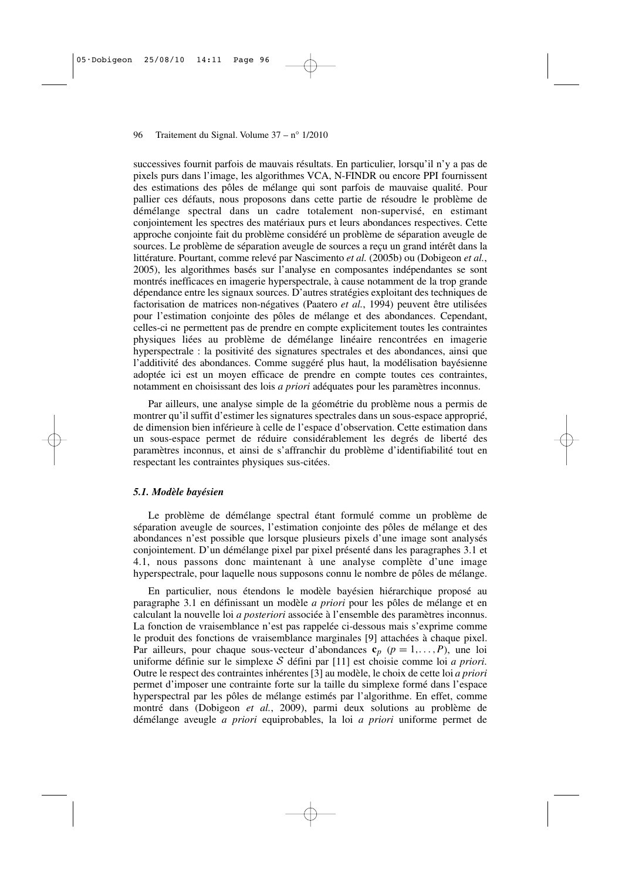successives fournit parfois de mauvais résultats. En particulier, lorsqu'il n'y a pas de pixels purs dans l'image, les algorithmes VCA, N-FINDR ou encore PPI fournissent des estimations des pôles de mélange qui sont parfois de mauvaise qualité. Pour pallier ces défauts, nous proposons dans cette partie de résoudre le problème de démélange spectral dans un cadre totalement non-supervisé, en estimant conjointement les spectres des matériaux purs et leurs abondances respectives. Cette approche conjointe fait du problème considéré un problème de séparation aveugle de sources. Le problème de séparation aveugle de sources a reçu un grand intérêt dans la littérature. Pourtant, comme relevé par Nascimento *et al.* (2005b) ou (Dobigeon *et al.*, 2005), les algorithmes basés sur l'analyse en composantes indépendantes se sont montrés inefficaces en imagerie hyperspectrale, à cause notamment de la trop grande dépendance entre les signaux sources. D'autres stratégies exploitant des techniques de factorisation de matrices non-négatives (Paatero *et al.*, 1994) peuvent être utilisées pour l'estimation conjointe des pôles de mélange et des abondances. Cependant, celles-ci ne permettent pas de prendre en compte explicitement toutes les contraintes physiques liées au problème de démélange linéaire rencontrées en imagerie hyperspectrale : la positivité des signatures spectrales et des abondances, ainsi que l'additivité des abondances. Comme suggéré plus haut, la modélisation bayésienne adoptée ici est un moyen efficace de prendre en compte toutes ces contraintes, notamment en choisissant des lois *a priori* adéquates pour les paramètres inconnus.

Par ailleurs, une analyse simple de la géométrie du problème nous a permis de montrer qu'il suffit d'estimer les signatures spectrales dans un sous-espace approprié, de dimension bien inférieure à celle de l'espace d'observation. Cette estimation dans un sous-espace permet de réduire considérablement les degrés de liberté des paramètres inconnus, et ainsi de s'affranchir du problème d'identifiabilité tout en respectant les contraintes physiques sus-citées.

### *5.1. Modèle bayésien*

Le problème de démélange spectral étant formulé comme un problème de séparation aveugle de sources, l'estimation conjointe des pôles de mélange et des abondances n'est possible que lorsque plusieurs pixels d'une image sont analysés conjointement. D'un démélange pixel par pixel présenté dans les paragraphes 3.1 et 4.1, nous passons donc maintenant à une analyse complète d'une image hyperspectrale, pour laquelle nous supposons connu le nombre de pôles de mélange.

En particulier, nous étendons le modèle bayésien hiérarchique proposé au paragraphe 3.1 en définissant un modèle *a priori* pour les pôles de mélange et en calculant la nouvelle loi *a posteriori* associée à l'ensemble des paramètres inconnus. La fonction de vraisemblance n'est pas rappelée ci-dessous mais s'exprime comme le produit des fonctions de vraisemblance marginales [9] attachées à chaque pixel. Par ailleurs, pour chaque sous-vecteur d'abondances $\mathbf{c}_p$ ($p = 1, \ldots, P$), une loi uniforme définie sur le simplexe $\mathcal{S}$ défini par [11] est choisie comme loi *a priori*. Outre le respect des contraintes inhérentes [3] au modèle, le choix de cette loi *a priori* permet d'imposer une contrainte forte sur la taille du simplexe formé dans l'espace hyperspectral par les pôles de mélange estimés par l'algorithme. En effet, comme montré dans (Dobigeon *et al.*, 2009), parmi deux solutions au problème de démélange aveugle *a priori* equiprobables, la loi *a priori* uniforme permet de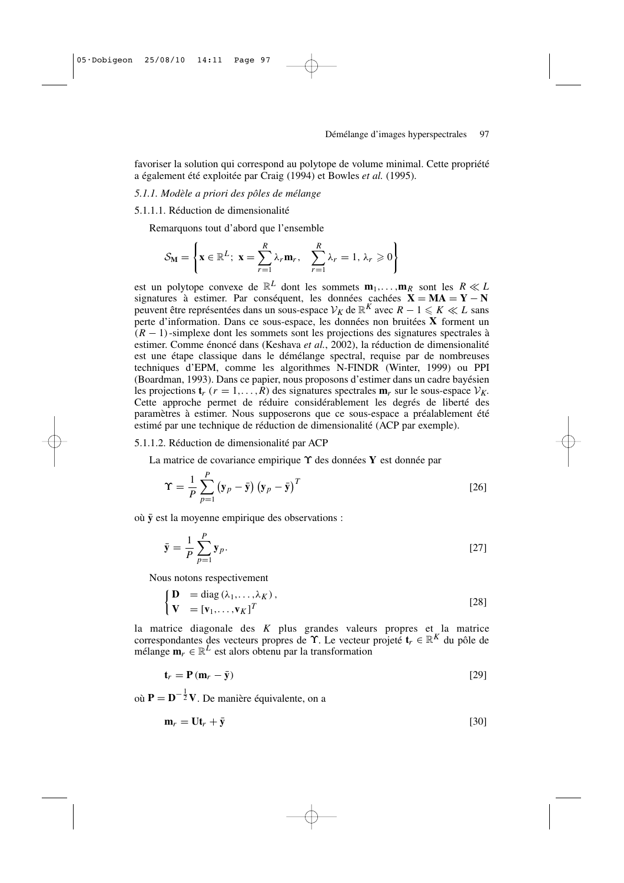favoriser la solution qui correspond au polytope de volume minimal. Cette propriété a également été exploitée par Craig (1994) et Bowles *et al.* (1995).

### *5.1.1. Modèle a priori des pôles de mélange*

#### 5.1.1.1. Réduction de dimensionalité

Remarquons tout d'abord que l'ensemble

$$\mathcal{S}_{\mathbf{M}} = \left\{ \mathbf{x} \in \mathbb{R}^L;\ \mathbf{x} = \sum_{r=1}^{R} \lambda_r \mathbf{m}_r, \quad \sum_{r=1}^{R} \lambda_r = 1,\ \lambda_r \geqslant 0 \right\}$$

est un polytope convexe de $\mathbb{R}^L$ dont les sommets $\mathbf{m}_1, \ldots, \mathbf{m}_R$ sont les $R \ll L$ signatures à estimer. Par conséquent, les données cachées $\mathbf{X} = \mathbf{MA} = \mathbf{Y} - \mathbf{N}$ peuvent être représentées dans un sous-espace $\mathcal{V}_K$ de $\mathbb{R}^K$ avec $R - 1 \leqslant K \ll L$ sans perte d'information. Dans ce sous-espace, les données non bruitées $\mathbf{X}$ forment un $(R-1)$-simplexe dont les sommets sont les projections des signatures spectrales à estimer. Comme énoncé dans (Keshava *et al.*, 2002), la réduction de dimensionalité est une étape classique dans le démélange spectral, requise par de nombreuses techniques d'EPM, comme les algorithmes N-FINDR (Winter, 1999) ou PPI (Boardman, 1993). Dans ce papier, nous proposons d'estimer dans un cadre bayésien les projections $\mathbf{t}_r$ $(r = 1, \ldots, R)$ des signatures spectrales $\mathbf{m}_r$ sur le sous-espace $\mathcal{V}_K$. Cette approche permet de réduire considérablement les degrés de liberté des paramètres à estimer. Nous supposerons que ce sous-espace a préalablement été estimé par une technique de réduction de dimensionalité (ACP par exemple).

#### 5.1.1.2. Réduction de dimensionalité par ACP

La matrice de covariance empirique $\boldsymbol{\Upsilon}$ des données $\mathbf{Y}$ est donnée par

$$\boldsymbol{\Upsilon} = \frac{1}{P} \sum_{p=1}^{P} \left(\mathbf{y}_p - \bar{\mathbf{y}}\right) \left(\mathbf{y}_p - \bar{\mathbf{y}}\right)^T \qquad [26]$$

où $\bar{\mathbf{y}}$ est la moyenne empirique des observations :

$$\bar{\mathbf{y}} = \frac{1}{P} \sum_{p=1}^{P} \mathbf{y}_p. \qquad [27]$$

Nous notons respectivement

$$\begin{cases} \mathbf{D} &= \operatorname{diag}(\lambda_1, \ldots, \lambda_K), \\ \mathbf{V} &= [\mathbf{v}_1, \ldots, \mathbf{v}_K]^T \end{cases} \qquad [28]$$

la matrice diagonale des $K$ plus grandes valeurs propres et la matrice correspondantes des vecteurs propres de $\boldsymbol{\Upsilon}$. Le vecteur projeté $\mathbf{t}_r \in \mathbb{R}^K$ du pôle de mélange $\mathbf{m}_r \in \mathbb{R}^L$ est alors obtenu par la transformation

$$\mathbf{t}_r = \mathbf{P}\left(\mathbf{m}_r - \bar{\mathbf{y}}\right) \qquad [29]$$

où $\mathbf{P} = \mathbf{D}^{-\frac{1}{2}} \mathbf{V}$. De manière équivalente, on a

$$\mathbf{m}_r = \mathbf{U}\mathbf{t}_r + \bar{\mathbf{y}} \qquad [30]$$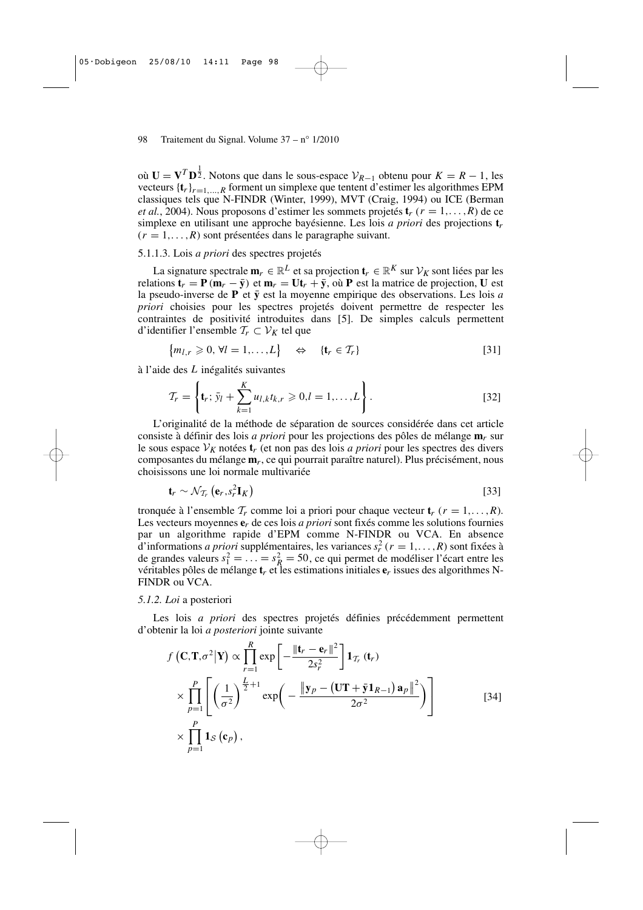où $\mathbf{U} = \mathbf{V}^T \mathbf{D}^{\frac{1}{2}}$. Notons que dans le sous-espace $\mathcal{V}_{R-1}$ obtenu pour $K = R - 1$, les vecteurs $\{\mathbf{t}_r\}_{r=1,\ldots,R}$ forment un simplexe que tentent d'estimer les algorithmes EPM classiques tels que N-FINDR (Winter, 1999), MVT (Craig, 1994) ou ICE (Berman *et al.*, 2004). Nous proposons d'estimer les sommets projetés $\mathbf{t}_r$ ($r = 1,\ldots,R$) de ce simplexe en utilisant une approche bayésienne. Les lois *a priori* des projections $\mathbf{t}_r$ ($r = 1,\ldots,R$) sont présentées dans le paragraphe suivant.

5.1.1.3. Lois *a priori* des spectres projetés

La signature spectrale $\mathbf{m}_r \in \mathbb{R}^L$ et sa projection $\mathbf{t}_r \in \mathbb{R}^K$ sur $\mathcal{V}_K$ sont liées par les relations $\mathbf{t}_r = \mathbf{P}(\mathbf{m}_r - \bar{\mathbf{y}})$ et $\mathbf{m}_r = \mathbf{U}\mathbf{t}_r + \bar{\mathbf{y}}$, où $\mathbf{P}$ est la matrice de projection, $\mathbf{U}$ est la pseudo-inverse de $\mathbf{P}$ et $\bar{\mathbf{y}}$ est la moyenne empirique des observations. Les lois *a priori* choisies pour les spectres projetés doivent permettre de respecter les contraintes de positivité introduites dans [5]. De simples calculs permettent d'identifier l'ensemble $\mathcal{T}_r \subset \mathcal{V}_K$ tel que

$$\left\{m_{l,r} \geqslant 0, \forall l = 1,\ldots,L\right\} \quad \Leftrightarrow \quad \{\mathbf{t}_r \in \mathcal{T}_r\} \qquad [31]$$

à l'aide des $L$ inégalités suivantes

$$\mathcal{T}_r = \left\{ \mathbf{t}_r; \bar{y}_l + \sum_{k=1}^{K} u_{l,k} t_{k,r} \geqslant 0, l = 1,\ldots,L \right\}. \qquad [32]$$

L'originalité de la méthode de séparation de sources considérée dans cet article consiste à définir des lois *a priori* pour les projections des pôles de mélange $\mathbf{m}_r$ sur le sous espace $\mathcal{V}_K$ notées $\mathbf{t}_r$ (et non pas des lois *a priori* pour les spectres des divers composantes du mélange $\mathbf{m}_r$, ce qui pourrait paraître naturel). Plus précisément, nous choisissons une loi normale multivariée

$$\mathbf{t}_r \sim \mathcal{N}_{\mathcal{T}_r}\left(\mathbf{e}_r, s_r^2 \mathbf{I}_K\right) \qquad [33]$$

tronquée à l'ensemble $\mathcal{T}_r$ comme loi a priori pour chaque vecteur $\mathbf{t}_r$ ($r = 1,\ldots,R$). Les vecteurs moyennes $\mathbf{e}_r$ de ces lois *a priori* sont fixés comme les solutions fournies par un algorithme rapide d'EPM comme N-FINDR ou VCA. En absence d'informations *a priori* supplémentaires, les variances $s_r^2$ ($r = 1,\ldots,R$) sont fixées à de grandes valeurs $s_1^2 = \ldots = s_R^2 = 50$, ce qui permet de modéliser l'écart entre les véritables pôles de mélange $\mathbf{t}_r$ et les estimations initiales $\mathbf{e}_r$ issues des algorithmes N-FINDR ou VCA.

*5.1.2. Loi* a posteriori

Les lois *a priori* des spectres projetés définies précédemment permettent d'obtenir la loi *a posteriori* jointe suivante

$$\begin{aligned} f\left(\mathbf{C}, \mathbf{T}, \sigma^2 \middle| \mathbf{Y}\right) \propto & \prod_{r=1}^{R} \exp\left[-\frac{\|\mathbf{t}_r - \mathbf{e}_r\|^2}{2s_r^2}\right] \mathbf{1}_{\mathcal{T}_r}(\mathbf{t}_r) \\ & \times \prod_{p=1}^{P} \left[ \left(\frac{1}{\sigma^2}\right)^{\frac{L}{2}+1} \exp\left( - \frac{\left\|\mathbf{y}_p - \left(\mathbf{U}\mathbf{T} + \bar{\mathbf{y}}\mathbf{1}_{R-1}\right)\mathbf{a}_p\right\|^2}{2\sigma^2} \right) \right] \\ & \times \prod_{p=1}^{P} \mathbf{1}_{\mathcal{S}}\left(\mathbf{c}_p\right), \end{aligned} \qquad [34]$$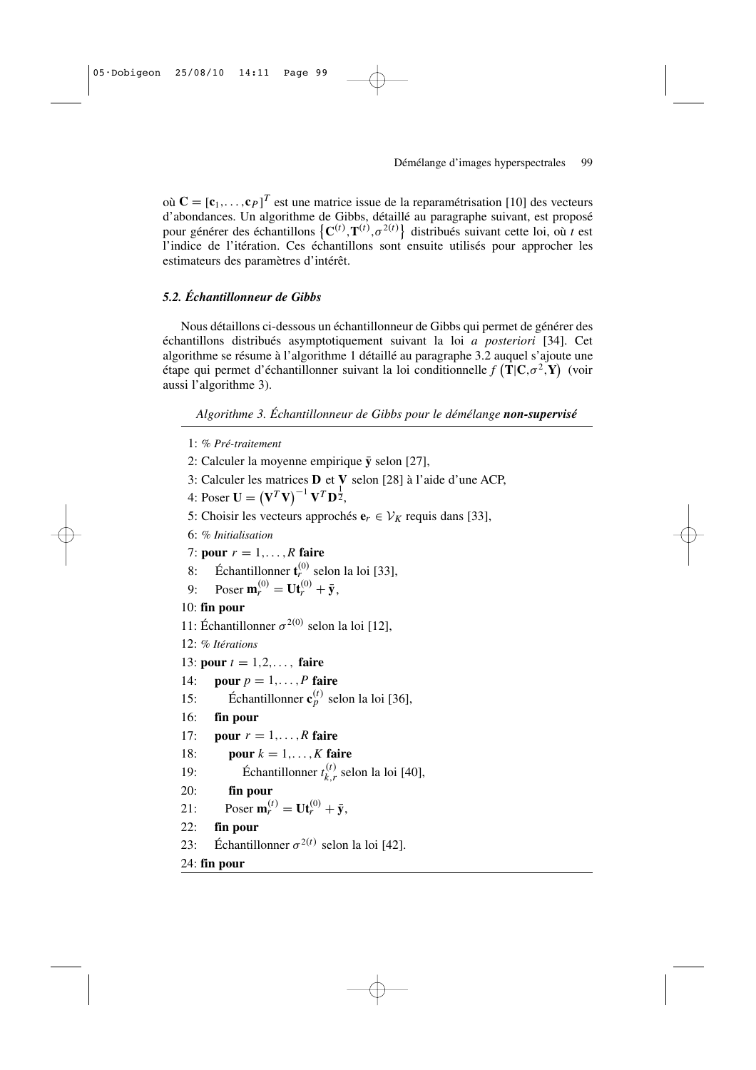où $\mathbf{C} = [\mathbf{c}_1, \ldots, \mathbf{c}_P]^T$ est une matrice issue de la reparamétrisation [10] des vecteurs d'abondances. Un algorithme de Gibbs, détaillé au paragraphe suivant, est proposé pour générer des échantillons $\left\{\mathbf{C}^{(t)}, \mathbf{T}^{(t)}, \sigma^{2(t)}\right\}$ distribués suivant cette loi, où $t$ est l'indice de l'itération. Ces échantillons sont ensuite utilisés pour approcher les estimateurs des paramètres d'intérêt.

### *5.2. Échantillonneur de Gibbs*

Nous détaillons ci-dessous un échantillonneur de Gibbs qui permet de générer des échantillons distribués asymptotiquement suivant la loi *a posteriori* [34]. Cet algorithme se résume à l'algorithme 1 détaillé au paragraphe 3.2 auquel s'ajoute une étape qui permet d'échantillonner suivant la loi conditionnelle $f\left(\mathbf{T}|\mathbf{C}, \sigma^2, \mathbf{Y}\right)$ (voir aussi l'algorithme 3).

*Algorithme 3. Échantillonneur de Gibbs pour le démélange* ***non-supervisé***

1: *% Pré-traitement*
2: Calculer la moyenne empirique $\bar{\mathbf{y}}$ selon [27],
3: Calculer les matrices $\mathbf{D}$ et $\mathbf{V}$ selon [28] à l'aide d'une ACP,
4: Poser $\mathbf{U} = \left(\mathbf{V}^T\mathbf{V}\right)^{-1}\mathbf{V}^T\mathbf{D}^{\frac{1}{2}}$,
5: Choisir les vecteurs approchés $\mathbf{e}_r \in \mathcal{V}_K$ requis dans [33],
6: *% Initialisation*
7: **pour** $r = 1, \ldots, R$ **faire**
8: Échantillonner $\mathbf{t}_r^{(0)}$ selon la loi [33],
9: Poser $\mathbf{m}_r^{(0)} = \mathbf{U}\mathbf{t}_r^{(0)} + \bar{\mathbf{y}}$,
10: **fin pour**
11: Échantillonner $\sigma^{2(0)}$ selon la loi [12],
12: *% Itérations*
13: **pour** $t = 1, 2, \ldots,$ **faire**
14: **pour** $p = 1, \ldots, P$ **faire**
15: Échantillonner $\mathbf{c}_p^{(t)}$ selon la loi [36],
16: **fin pour**
17: **pour** $r = 1, \ldots, R$ **faire**
18: **pour** $k = 1, \ldots, K$ **faire**
19: Échantillonner $t_{k,r}^{(t)}$ selon la loi [40],
20: **fin pour**
21: Poser $\mathbf{m}_r^{(t)} = \mathbf{U}\mathbf{t}_r^{(0)} + \bar{\mathbf{y}}$,
22: **fin pour**
23: Échantillonner $\sigma^{2(t)}$ selon la loi [42].
24: **fin pour**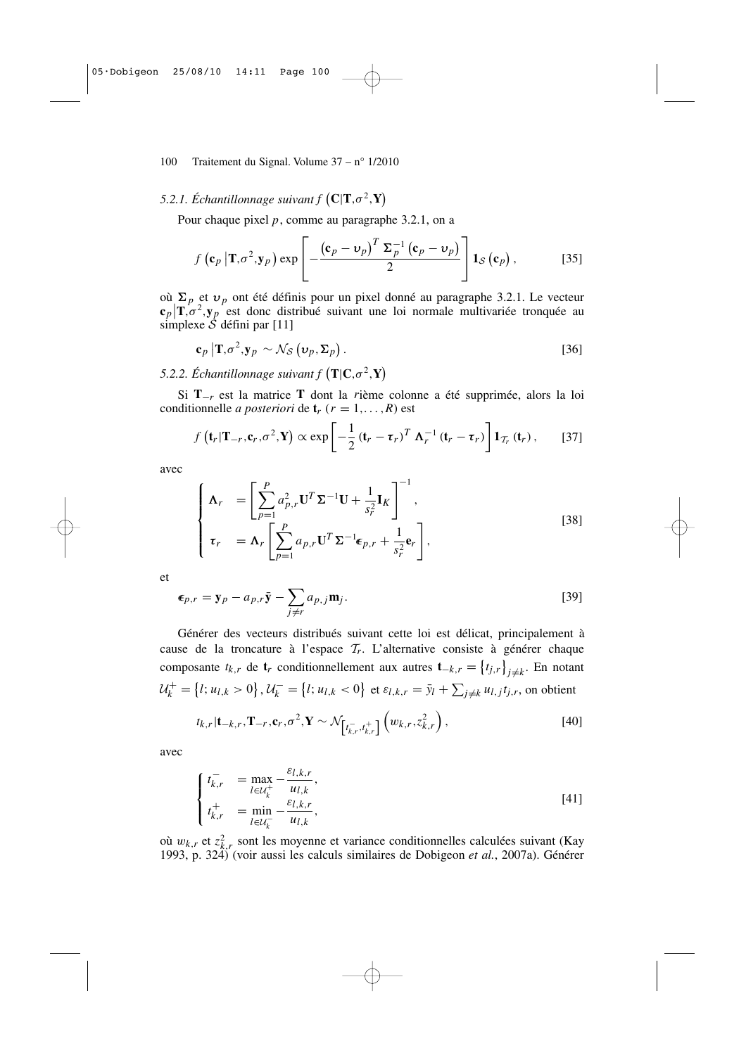### 5.2.1. *Échantillonnage suivant* $f\left(\mathbf{C}|\mathbf{T},\sigma^2,\mathbf{Y}\right)$

Pour chaque pixel $p$, comme au paragraphe 3.2.1, on a

$$f\left(\mathbf{c}_p\left|\mathbf{T},\sigma^2,\mathbf{y}_p\right.\right)\exp\left[-\frac{\left(\mathbf{c}_p-\boldsymbol{\upsilon}_p\right)^T\boldsymbol{\Sigma}_p^{-1}\left(\mathbf{c}_p-\boldsymbol{\upsilon}_p\right)}{2}\right]\mathbf{1}_{\mathcal{S}}\left(\mathbf{c}_p\right), \qquad [35]$$

où $\boldsymbol{\Sigma}_p$ et $\boldsymbol{\upsilon}_p$ ont été définis pour un pixel donné au paragraphe 3.2.1. Le vecteur $\mathbf{c}_p\left|\mathbf{T},\sigma^2,\mathbf{y}_p\right.$ est donc distribué suivant une loi normale multivariée tronquée au simplexe $\mathcal{S}$ défini par [11]

$$\mathbf{c}_p\left|\mathbf{T},\sigma^2,\mathbf{y}_p\right.\sim\mathcal{N}_{\mathcal{S}}\left(\boldsymbol{\upsilon}_p,\boldsymbol{\Sigma}_p\right). \qquad [36]$$

### 5.2.2. *Échantillonnage suivant* $f\left(\mathbf{T}|\mathbf{C},\sigma^2,\mathbf{Y}\right)$

Si $\mathbf{T}_{-r}$ est la matrice $\mathbf{T}$ dont la $r$ième colonne a été supprimée, alors la loi conditionnelle *a posteriori* de $\mathbf{t}_r$ $(r=1,\ldots,R)$ est

$$f\left(\mathbf{t}_r|\mathbf{T}_{-r},\mathbf{c}_r,\sigma^2,\mathbf{Y}\right)\propto\exp\left[-\frac{1}{2}\left(\mathbf{t}_r-\boldsymbol{\tau}_r\right)^T\boldsymbol{\Lambda}_r^{-1}\left(\mathbf{t}_r-\boldsymbol{\tau}_r\right)\right]\mathbf{1}_{\mathcal{T}_r}\left(\mathbf{t}_r\right), \qquad [37]$$

avec

$$\begin{cases}\boldsymbol{\Lambda}_r &= \left[\displaystyle\sum_{p=1}^{P}a_{p,r}^2\mathbf{U}^T\boldsymbol{\Sigma}^{-1}\mathbf{U}+\frac{1}{s_r^2}\mathbf{I}_K\right]^{-1},\\ \boldsymbol{\tau}_r &= \boldsymbol{\Lambda}_r\left[\displaystyle\sum_{p=1}^{P}a_{p,r}\mathbf{U}^T\boldsymbol{\Sigma}^{-1}\boldsymbol{\epsilon}_{p,r}+\frac{1}{s_r^2}\mathbf{e}_r\right],\end{cases} \qquad [38]$$

et

$$\boldsymbol{\epsilon}_{p,r}=\mathbf{y}_p-a_{p,r}\bar{\mathbf{y}}-\sum_{j\neq r}a_{p,j}\mathbf{m}_j. \qquad [39]$$

Générer des vecteurs distribués suivant cette loi est délicat, principalement à cause de la troncature à l'espace $\mathcal{T}_r$. L'alternative consiste à générer chaque composante $t_{k,r}$ de $\mathbf{t}_r$ conditionnellement aux autres $\mathbf{t}_{-k,r}=\left\{t_{j,r}\right\}_{j\neq k}$. En notant $\mathcal{U}_k^+=\left\{l;u_{l,k}>0\right\},\mathcal{U}_k^-=\left\{l;u_{l,k}<0\right\}$ et $\varepsilon_{l,k,r}=\bar{y}_l+\sum_{j\neq k}u_{l,j}t_{j,r}$, on obtient

$$t_{k,r}|\mathbf{t}_{-k,r},\mathbf{T}_{-r},\mathbf{c}_r,\sigma^2,\mathbf{Y}\sim\mathcal{N}_{\left[t_{k,r}^-,t_{k,r}^+\right]}\left(w_{k,r},z_{k,r}^2\right), \qquad [40]$$

avec

$$\begin{cases}t_{k,r}^- &= \displaystyle\max_{l\in\mathcal{U}_k^+}-\frac{\varepsilon_{l,k,r}}{u_{l,k}},\\ t_{k,r}^+ &= \displaystyle\min_{l\in\mathcal{U}_k^-}-\frac{\varepsilon_{l,k,r}}{u_{l,k}},\end{cases} \qquad [41]$$

où $w_{k,r}$ et $z_{k,r}^2$ sont les moyenne et variance conditionnelles calculées suivant (Kay 1993, p. 324) (voir aussi les calculs similaires de Dobigeon *et al.*, 2007a). Générer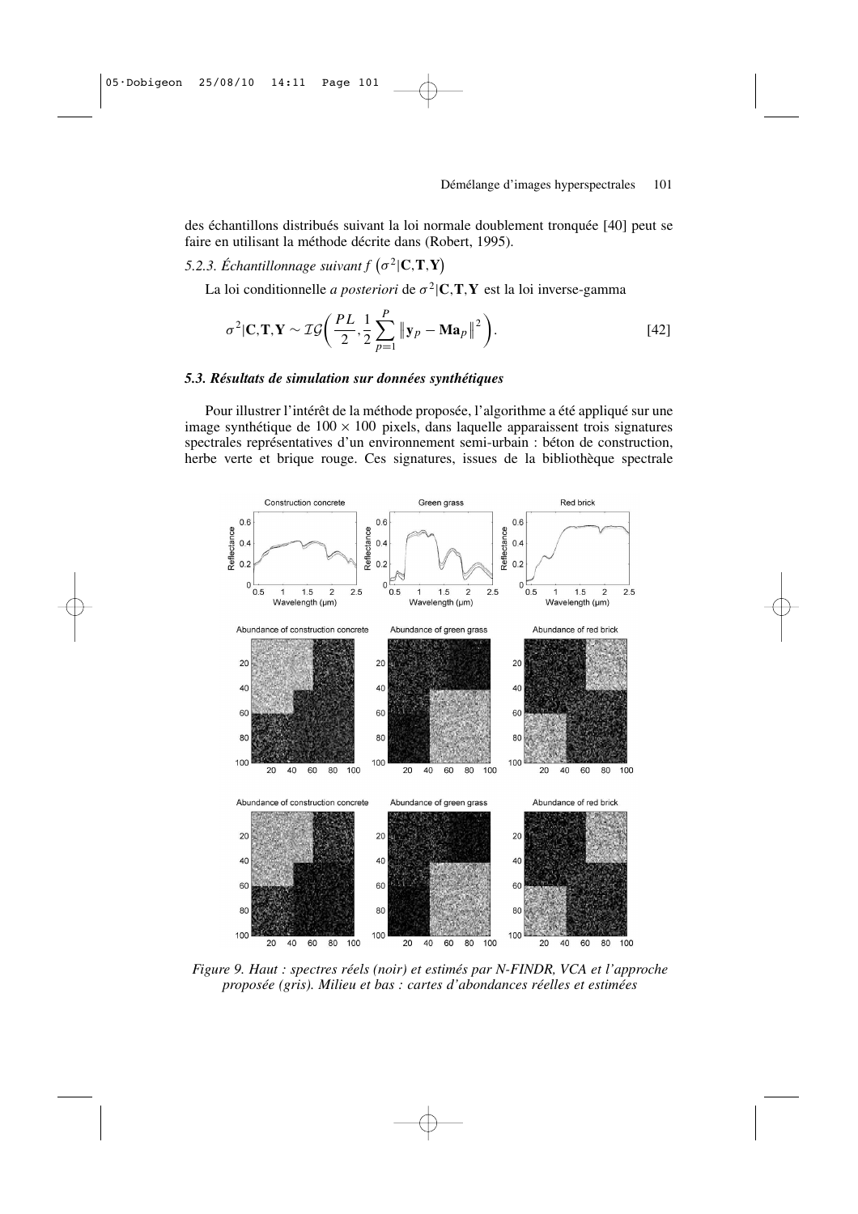des échantillons distribués suivant la loi normale doublement tronquée [40] peut se faire en utilisant la méthode décrite dans (Robert, 1995).

### 5.2.3. *Échantillonnage suivant $f\left(\sigma^2|\mathbf{C},\mathbf{T},\mathbf{Y}\right)$*

La loi conditionnelle *a posteriori* de $\sigma^2|\mathbf{C},\mathbf{T},\mathbf{Y}$ est la loi inverse-gamma

$$\sigma^2|\mathbf{C},\mathbf{T},\mathbf{Y} \sim \mathcal{IG}\left(\frac{PL}{2}, \frac{1}{2}\sum_{p=1}^{P}\left\|\mathbf{y}_p - \mathbf{M}\mathbf{a}_p\right\|^2\right). \qquad [42]$$

### *5.3. Résultats de simulation sur données synthétiques*

Pour illustrer l'intérêt de la méthode proposée, l'algorithme a été appliqué sur une image synthétique de $100 \times 100$ pixels, dans laquelle apparaissent trois signatures spectrales représentatives d'un environnement semi-urbain : béton de construction, herbe verte et brique rouge. Ces signatures, issues de la bibliothèque spectrale

*Figure 9. Haut : spectres réels (noir) et estimés par N-FINDR, VCA et l'approche proposée (gris). Milieu et bas : cartes d'abondances réelles et estimées*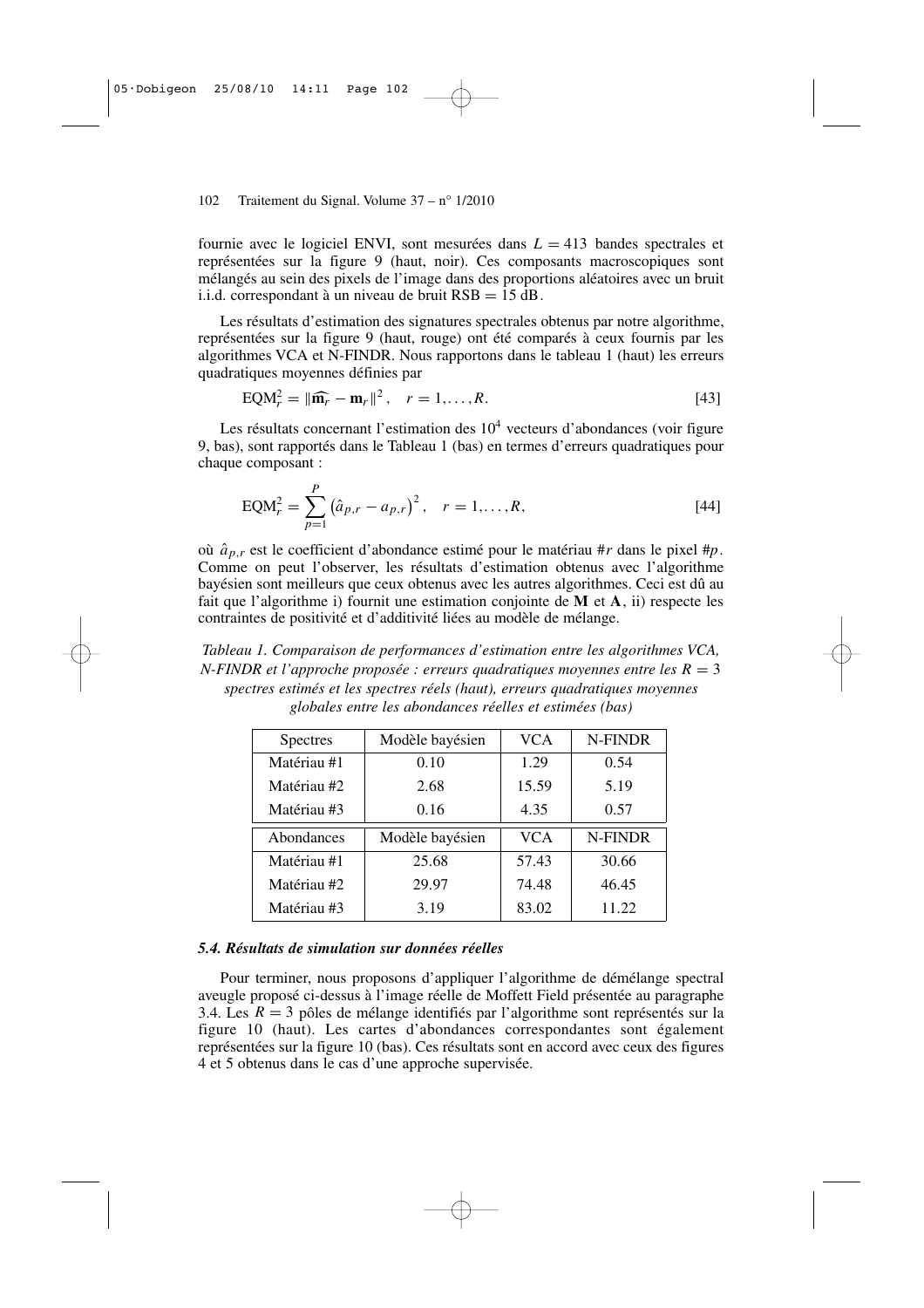fournie avec le logiciel ENVI, sont mesurées dans $L = 413$ bandes spectrales et représentées sur la figure 9 (haut, noir). Ces composants macroscopiques sont mélangés au sein des pixels de l'image dans des proportions aléatoires avec un bruit i.i.d. correspondant à un niveau de bruit $\text{RSB} = 15$ dB.

Les résultats d'estimation des signatures spectrales obtenus par notre algorithme, représentées sur la figure 9 (haut, rouge) ont été comparés à ceux fournis par les algorithmes VCA et N-FINDR. Nous rapportons dans le tableau 1 (haut) les erreurs quadratiques moyennes définies par

$$\text{EQM}_r^2 = \|\widehat{\mathbf{m}_r} - \mathbf{m}_r\|^2, \quad r = 1, \ldots, R. \qquad [43]$$

Les résultats concernant l'estimation des $10^4$ vecteurs d'abondances (voir figure 9, bas), sont rapportés dans le Tableau 1 (bas) en termes d'erreurs quadratiques pour chaque composant :

$$\text{EQM}_r^2 = \sum_{p=1}^{P} \left(\hat{a}_{p,r} - a_{p,r}\right)^2, \quad r = 1, \ldots, R, \qquad [44]$$

où $\hat{a}_{p,r}$ est le coefficient d'abondance estimé pour le matériau #$r$ dans le pixel #$p$. Comme on peut l'observer, les résultats d'estimation obtenus avec l'algorithme bayésien sont meilleurs que ceux obtenus avec les autres algorithmes. Ceci est dû au fait que l'algorithme i) fournit une estimation conjointe de $\mathbf{M}$ et $\mathbf{A}$, ii) respecte les contraintes de positivité et d'additivité liées au modèle de mélange.

*Tableau 1. Comparaison de performances d'estimation entre les algorithmes VCA, N-FINDR et l'approche proposée : erreurs quadratiques moyennes entre les $R = 3$ spectres estimés et les spectres réels (haut), erreurs quadratiques moyennes globales entre les abondances réelles et estimées (bas)*

| Spectres | Modèle bayésien | VCA | N-FINDR |
|---|---|---|---|
| Matériau #1 | 0.10 | 1.29 | 0.54 |
| Matériau #2 | 2.68 | 15.59 | 5.19 |
| Matériau #3 | 0.16 | 4.35 | 0.57 |
| **Abondances** | **Modèle bayésien** | **VCA** | **N-FINDR** |
| Matériau #1 | 25.68 | 57.43 | 30.66 |
| Matériau #2 | 29.97 | 74.48 | 46.45 |
| Matériau #3 | 3.19 | 83.02 | 11.22 |

### *5.4. Résultats de simulation sur données réelles*

Pour terminer, nous proposons d'appliquer l'algorithme de démélange spectral aveugle proposé ci-dessus à l'image réelle de Moffett Field présentée au paragraphe 3.4. Les $R = 3$ pôles de mélange identifiés par l'algorithme sont représentés sur la figure 10 (haut). Les cartes d'abondances correspondantes sont également représentées sur la figure 10 (bas). Ces résultats sont en accord avec ceux des figures 4 et 5 obtenus dans le cas d'une approche supervisée.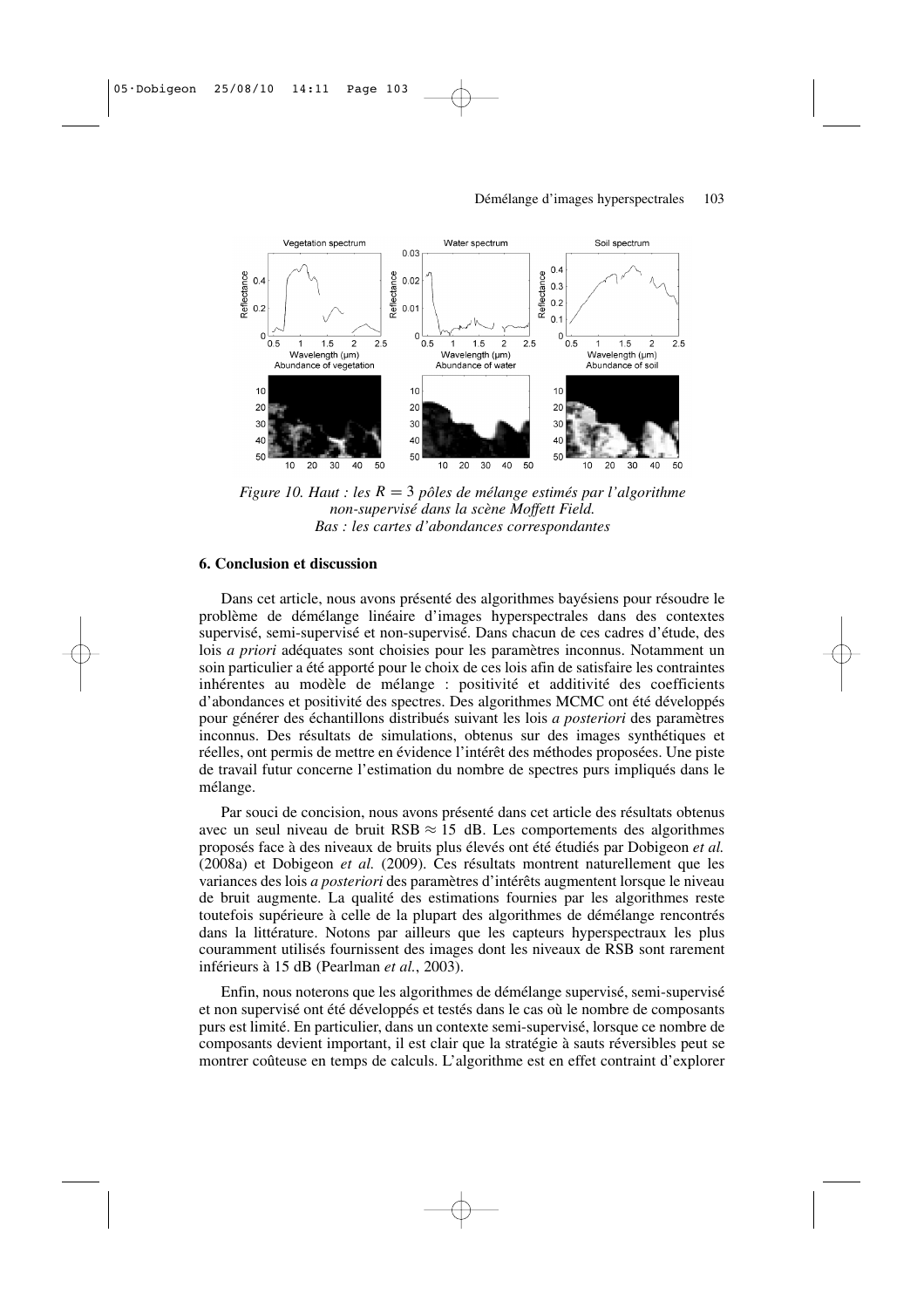*Figure 10. Haut : les $R = 3$ pôles de mélange estimés par l'algorithme non-supervisé dans la scène Moffett Field. Bas : les cartes d'abondances correspondantes*

## 6. Conclusion et discussion

Dans cet article, nous avons présenté des algorithmes bayésiens pour résoudre le problème de démélange linéaire d'images hyperspectrales dans des contextes supervisé, semi-supervisé et non-supervisé. Dans chacun de ces cadres d'étude, des lois *a priori* adéquates sont choisies pour les paramètres inconnus. Notamment un soin particulier a été apporté pour le choix de ces lois afin de satisfaire les contraintes inhérentes au modèle de mélange : positivité et additivité des coefficients d'abondances et positivité des spectres. Des algorithmes MCMC ont été développés pour générer des échantillons distribués suivant les lois *a posteriori* des paramètres inconnus. Des résultats de simulations, obtenus sur des images synthétiques et réelles, ont permis de mettre en évidence l'intérêt des méthodes proposées. Une piste de travail futur concerne l'estimation du nombre de spectres purs impliqués dans le mélange.

Par souci de concision, nous avons présenté dans cet article des résultats obtenus avec un seul niveau de bruit RSB $\approx 15$ dB. Les comportements des algorithmes proposés face à des niveaux de bruits plus élevés ont été étudiés par Dobigeon *et al.* (2008a) et Dobigeon *et al.* (2009). Ces résultats montrent naturellement que les variances des lois *a posteriori* des paramètres d'intérêts augmentent lorsque le niveau de bruit augmente. La qualité des estimations fournies par les algorithmes reste toutefois supérieure à celle de la plupart des algorithmes de démélange rencontrés dans la littérature. Notons par ailleurs que les capteurs hyperspectraux les plus couramment utilisés fournissent des images dont les niveaux de RSB sont rarement inférieurs à 15 dB (Pearlman *et al.*, 2003).

Enfin, nous noterons que les algorithmes de démélange supervisé, semi-supervisé et non supervisé ont été développés et testés dans le cas où le nombre de composants purs est limité. En particulier, dans un contexte semi-supervisé, lorsque ce nombre de composants devient important, il est clair que la stratégie à sauts réversibles peut se montrer coûteuse en temps de calculs. L'algorithme est en effet contraint d'explorer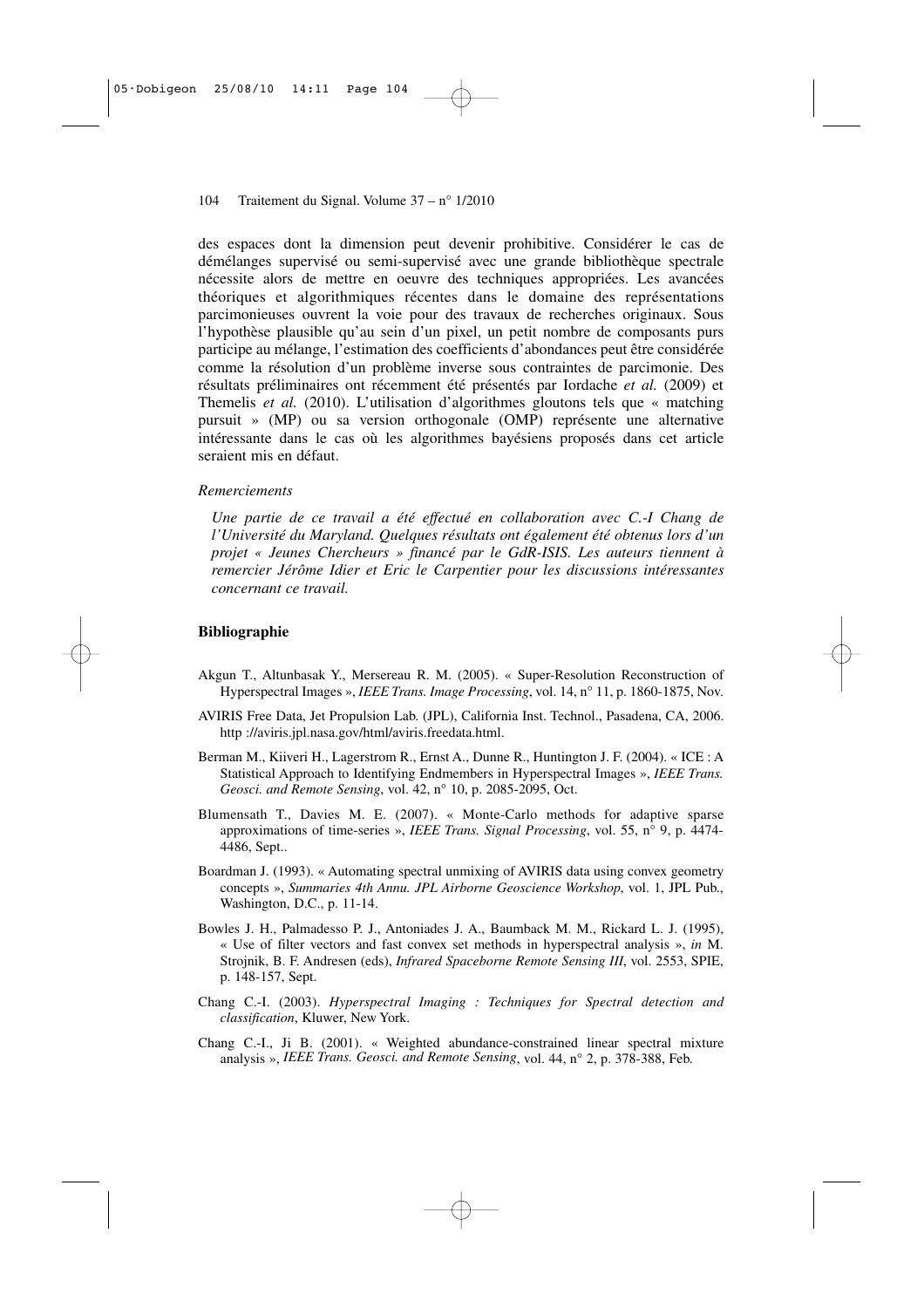des espaces dont la dimension peut devenir prohibitive. Considérer le cas de démélanges supervisé ou semi-supervisé avec une grande bibliothèque spectrale nécessite alors de mettre en oeuvre des techniques appropriées. Les avancées théoriques et algorithmiques récentes dans le domaine des représentations parcimonieuses ouvrent la voie pour des travaux de recherches originaux. Sous l'hypothèse plausible qu'au sein d'un pixel, un petit nombre de composants purs participe au mélange, l'estimation des coefficients d'abondances peut être considérée comme la résolution d'un problème inverse sous contraintes de parcimonie. Des résultats préliminaires ont récemment été présentés par Iordache *et al.* (2009) et Themelis *et al.* (2010). L'utilisation d'algorithmes gloutons tels que « matching pursuit » (MP) ou sa version orthogonale (OMP) représente une alternative intéressante dans le cas où les algorithmes bayésiens proposés dans cet article seraient mis en défaut.

*Remerciements*

*Une partie de ce travail a été effectué en collaboration avec C.-I Chang de l'Université du Maryland. Quelques résultats ont également été obtenus lors d'un projet « Jeunes Chercheurs » financé par le GdR-ISIS. Les auteurs tiennent à remercier Jérôme Idier et Eric le Carpentier pour les discussions intéressantes concernant ce travail.*

## Bibliographie

Akgun T., Altunbasak Y., Mersereau R. M. (2005). « Super-Resolution Reconstruction of Hyperspectral Images », *IEEE Trans. Image Processing*, vol. 14, n° 11, p. 1860-1875, Nov.

AVIRIS Free Data, Jet Propulsion Lab. (JPL), California Inst. Technol., Pasadena, CA, 2006. http ://aviris.jpl.nasa.gov/html/aviris.freedata.html.

Berman M., Kiiveri H., Lagerstrom R., Ernst A., Dunne R., Huntington J. F. (2004). « ICE : A Statistical Approach to Identifying Endmembers in Hyperspectral Images », *IEEE Trans. Geosci. and Remote Sensing*, vol. 42, n° 10, p. 2085-2095, Oct.

Blumensath T., Davies M. E. (2007). « Monte-Carlo methods for adaptive sparse approximations of time-series », *IEEE Trans. Signal Processing*, vol. 55, n° 9, p. 4474-4486, Sept..

Boardman J. (1993). « Automating spectral unmixing of AVIRIS data using convex geometry concepts », *Summaries 4th Annu. JPL Airborne Geoscience Workshop*, vol. 1, JPL Pub., Washington, D.C., p. 11-14.

Bowles J. H., Palmadesso P. J., Antoniades J. A., Baumback M. M., Rickard L. J. (1995), « Use of filter vectors and fast convex set methods in hyperspectral analysis », *in* M. Strojnik, B. F. Andresen (eds), *Infrared Spaceborne Remote Sensing III*, vol. 2553, SPIE, p. 148-157, Sept.

Chang C.-I. (2003). *Hyperspectral Imaging : Techniques for Spectral detection and classification*, Kluwer, New York.

Chang C.-I., Ji B. (2001). « Weighted abundance-constrained linear spectral mixture analysis », *IEEE Trans. Geosci. and Remote Sensing*, vol. 44, n° 2, p. 378-388, Feb.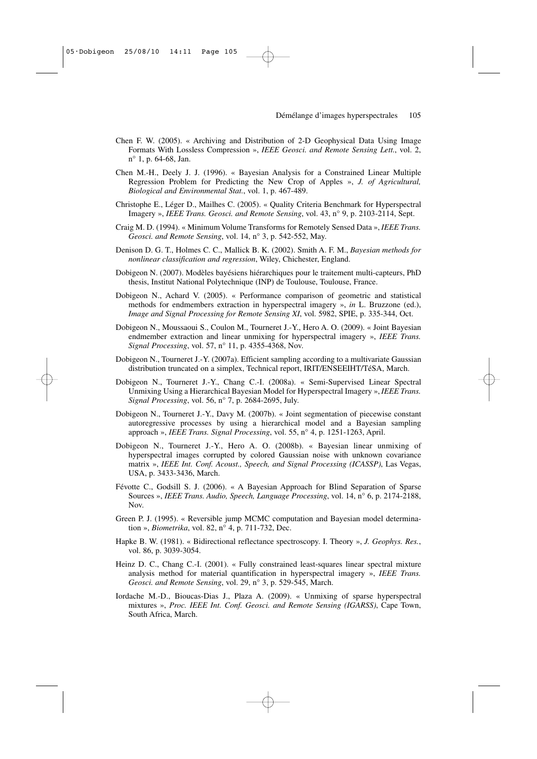Chen F. W. (2005). « Archiving and Distribution of 2-D Geophysical Data Using Image Formats With Lossless Compression », *IEEE Geosci. and Remote Sensing Lett.*, vol. 2, n° 1, p. 64-68, Jan.

Chen M.-H., Deely J. J. (1996). « Bayesian Analysis for a Constrained Linear Multiple Regression Problem for Predicting the New Crop of Apples », *J. of Agricultural, Biological and Environmental Stat.*, vol. 1, p. 467-489.

Christophe E., Léger D., Mailhes C. (2005). « Quality Criteria Benchmark for Hyperspectral Imagery », *IEEE Trans. Geosci. and Remote Sensing*, vol. 43, n° 9, p. 2103-2114, Sept.

Craig M. D. (1994). « Minimum Volume Transforms for Remotely Sensed Data », *IEEE Trans. Geosci. and Remote Sensing*, vol. 14, n° 3, p. 542-552, May.

Denison D. G. T., Holmes C. C., Mallick B. K. (2002). Smith A. F. M., *Bayesian methods for nonlinear classification and regression*, Wiley, Chichester, England.

Dobigeon N. (2007). Modèles bayésiens hiérarchiques pour le traitement multi-capteurs, PhD thesis, Institut National Polytechnique (INP) de Toulouse, Toulouse, France.

Dobigeon N., Achard V. (2005). « Performance comparison of geometric and statistical methods for endmembers extraction in hyperspectral imagery », *in* L. Bruzzone (ed.), *Image and Signal Processing for Remote Sensing XI*, vol. 5982, SPIE, p. 335-344, Oct.

Dobigeon N., Moussaoui S., Coulon M., Tourneret J.-Y., Hero A. O. (2009). « Joint Bayesian endmember extraction and linear unmixing for hyperspectral imagery », *IEEE Trans. Signal Processing*, vol. 57, n° 11, p. 4355-4368, Nov.

Dobigeon N., Tourneret J.-Y. (2007a). Efficient sampling according to a multivariate Gaussian distribution truncated on a simplex, Technical report, IRIT/ENSEEIHT/TéSA, March.

Dobigeon N., Tourneret J.-Y., Chang C.-I. (2008a). « Semi-Supervised Linear Spectral Unmixing Using a Hierarchical Bayesian Model for Hyperspectral Imagery », *IEEE Trans. Signal Processing*, vol. 56, n° 7, p. 2684-2695, July.

Dobigeon N., Tourneret J.-Y., Davy M. (2007b). « Joint segmentation of piecewise constant autoregressive processes by using a hierarchical model and a Bayesian sampling approach », *IEEE Trans. Signal Processing*, vol. 55, n° 4, p. 1251-1263, April.

Dobigeon N., Tourneret J.-Y., Hero A. O. (2008b). « Bayesian linear unmixing of hyperspectral images corrupted by colored Gaussian noise with unknown covariance matrix », *IEEE Int. Conf. Acoust., Speech, and Signal Processing (ICASSP)*, Las Vegas, USA, p. 3433-3436, March.

Févotte C., Godsill S. J. (2006). « A Bayesian Approach for Blind Separation of Sparse Sources », *IEEE Trans. Audio, Speech, Language Processing*, vol. 14, n° 6, p. 2174-2188, Nov.

Green P. J. (1995). « Reversible jump MCMC computation and Bayesian model determination », *Biometrika*, vol. 82, n° 4, p. 711-732, Dec.

Hapke B. W. (1981). « Bidirectional reflectance spectroscopy. I. Theory », *J. Geophys. Res.*, vol. 86, p. 3039-3054.

Heinz D. C., Chang C.-I. (2001). « Fully constrained least-squares linear spectral mixture analysis method for material quantification in hyperspectral imagery », *IEEE Trans. Geosci. and Remote Sensing*, vol. 29, n° 3, p. 529-545, March.

Iordache M.-D., Bioucas-Dias J., Plaza A. (2009). « Unmixing of sparse hyperspectral mixtures », *Proc. IEEE Int. Conf. Geosci. and Remote Sensing (IGARSS)*, Cape Town, South Africa, March.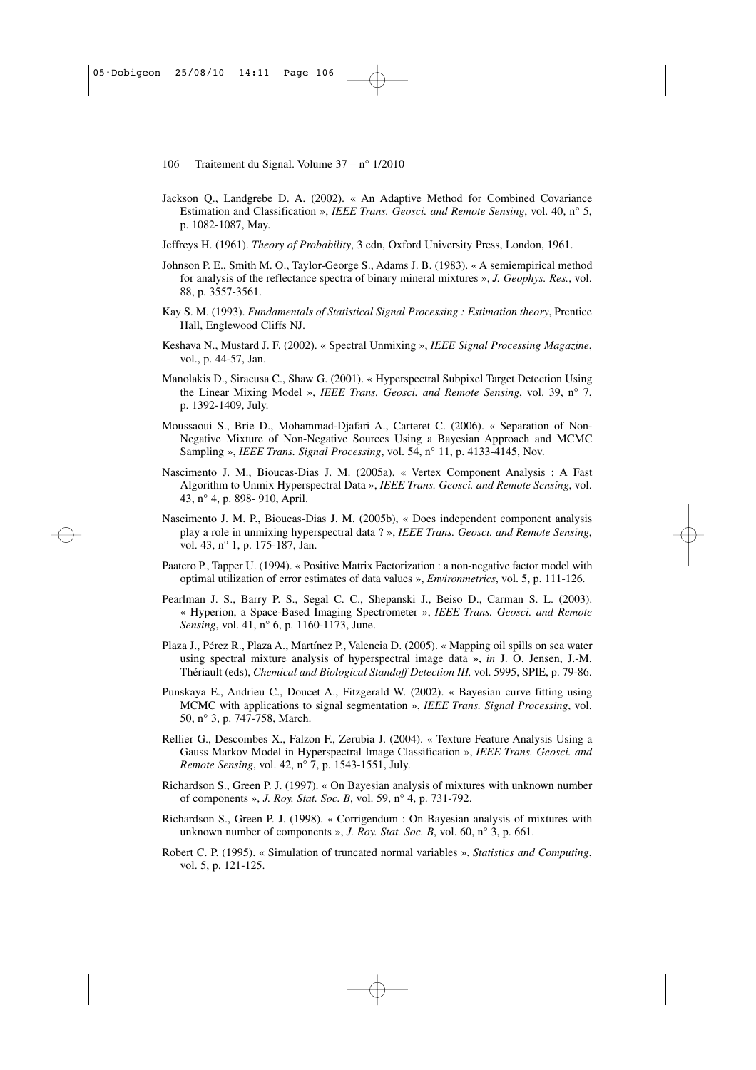Jackson Q., Landgrebe D. A. (2002). « An Adaptive Method for Combined Covariance Estimation and Classification », *IEEE Trans. Geosci. and Remote Sensing*, vol. 40, n° 5, p. 1082-1087, May.

Jeffreys H. (1961). *Theory of Probability*, 3 edn, Oxford University Press, London, 1961.

Johnson P. E., Smith M. O., Taylor-George S., Adams J. B. (1983). « A semiempirical method for analysis of the reflectance spectra of binary mineral mixtures », *J. Geophys. Res.*, vol. 88, p. 3557-3561.

Kay S. M. (1993). *Fundamentals of Statistical Signal Processing : Estimation theory*, Prentice Hall, Englewood Cliffs NJ.

Keshava N., Mustard J. F. (2002). « Spectral Unmixing », *IEEE Signal Processing Magazine*, vol., p. 44-57, Jan.

Manolakis D., Siracusa C., Shaw G. (2001). « Hyperspectral Subpixel Target Detection Using the Linear Mixing Model », *IEEE Trans. Geosci. and Remote Sensing*, vol. 39, n° 7, p. 1392-1409, July.

Moussaoui S., Brie D., Mohammad-Djafari A., Carteret C. (2006). « Separation of Non-Negative Mixture of Non-Negative Sources Using a Bayesian Approach and MCMC Sampling », *IEEE Trans. Signal Processing*, vol. 54, n° 11, p. 4133-4145, Nov.

Nascimento J. M., Bioucas-Dias J. M. (2005a). « Vertex Component Analysis : A Fast Algorithm to Unmix Hyperspectral Data », *IEEE Trans. Geosci. and Remote Sensing*, vol. 43, n° 4, p. 898- 910, April.

Nascimento J. M. P., Bioucas-Dias J. M. (2005b), « Does independent component analysis play a role in unmixing hyperspectral data ? », *IEEE Trans. Geosci. and Remote Sensing*, vol. 43, n° 1, p. 175-187, Jan.

Paatero P., Tapper U. (1994). « Positive Matrix Factorization : a non-negative factor model with optimal utilization of error estimates of data values », *Environmetrics*, vol. 5, p. 111-126.

Pearlman J. S., Barry P. S., Segal C. C., Shepanski J., Beiso D., Carman S. L. (2003). « Hyperion, a Space-Based Imaging Spectrometer », *IEEE Trans. Geosci. and Remote Sensing*, vol. 41, n° 6, p. 1160-1173, June.

Plaza J., Pérez R., Plaza A., Martínez P., Valencia D. (2005). « Mapping oil spills on sea water using spectral mixture analysis of hyperspectral image data », *in* J. O. Jensen, J.-M. Thériault (eds), *Chemical and Biological Standoff Detection III,* vol. 5995, SPIE, p. 79-86.

Punskaya E., Andrieu C., Doucet A., Fitzgerald W. (2002). « Bayesian curve fitting using MCMC with applications to signal segmentation », *IEEE Trans. Signal Processing*, vol. 50, n° 3, p. 747-758, March.

Rellier G., Descombes X., Falzon F., Zerubia J. (2004). « Texture Feature Analysis Using a Gauss Markov Model in Hyperspectral Image Classification », *IEEE Trans. Geosci. and Remote Sensing*, vol. 42, n° 7, p. 1543-1551, July.

Richardson S., Green P. J. (1997). « On Bayesian analysis of mixtures with unknown number of components », *J. Roy. Stat. Soc. B*, vol. 59, n° 4, p. 731-792.

Richardson S., Green P. J. (1998). « Corrigendum : On Bayesian analysis of mixtures with unknown number of components », *J. Roy. Stat. Soc. B*, vol. 60, n° 3, p. 661.

Robert C. P. (1995). « Simulation of truncated normal variables », *Statistics and Computing*, vol. 5, p. 121-125.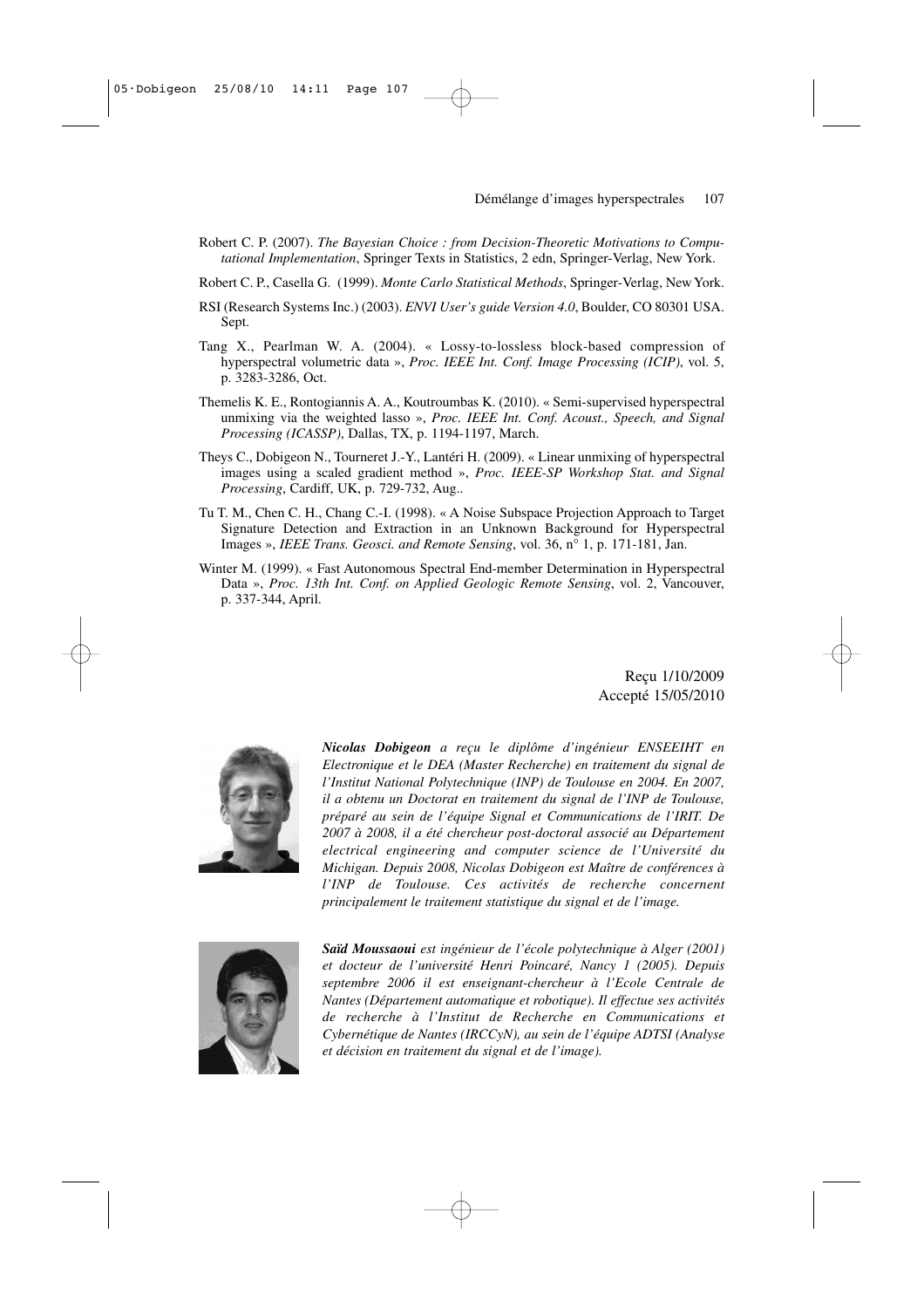Robert C. P. (2007). *The Bayesian Choice : from Decision-Theoretic Motivations to Computational Implementation*, Springer Texts in Statistics, 2 edn, Springer-Verlag, New York.

Robert C. P., Casella G. (1999). *Monte Carlo Statistical Methods*, Springer-Verlag, New York.

RSI (Research Systems Inc.) (2003). *ENVI User's guide Version 4.0*, Boulder, CO 80301 USA. Sept.

Tang X., Pearlman W. A. (2004). « Lossy-to-lossless block-based compression of hyperspectral volumetric data », *Proc. IEEE Int. Conf. Image Processing (ICIP)*, vol. 5, p. 3283-3286, Oct.

Themelis K. E., Rontogiannis A. A., Koutroumbas K. (2010). « Semi-supervised hyperspectral unmixing via the weighted lasso », *Proc. IEEE Int. Conf. Acoust., Speech, and Signal Processing (ICASSP)*, Dallas, TX, p. 1194-1197, March.

Theys C., Dobigeon N., Tourneret J.-Y., Lantéri H. (2009). « Linear unmixing of hyperspectral images using a scaled gradient method », *Proc. IEEE-SP Workshop Stat. and Signal Processing*, Cardiff, UK, p. 729-732, Aug..

Tu T. M., Chen C. H., Chang C.-I. (1998). « A Noise Subspace Projection Approach to Target Signature Detection and Extraction in an Unknown Background for Hyperspectral Images », *IEEE Trans. Geosci. and Remote Sensing*, vol. 36, n° 1, p. 171-181, Jan.

Winter M. (1999). « Fast Autonomous Spectral End-member Determination in Hyperspectral Data », *Proc. 13th Int. Conf. on Applied Geologic Remote Sensing*, vol. 2, Vancouver, p. 337-344, April.

Reçu 1/10/2009
Accepté 15/05/2010

***Nicolas Dobigeon*** *a reçu le diplôme d'ingénieur ENSEEIHT en Electronique et le DEA (Master Recherche) en traitement du signal de l'Institut National Polytechnique (INP) de Toulouse en 2004. En 2007, il a obtenu un Doctorat en traitement du signal de l'INP de Toulouse, préparé au sein de l'équipe Signal et Communications de l'IRIT. De 2007 à 2008, il a été chercheur post-doctoral associé au Département electrical engineering and computer science de l'Université du Michigan. Depuis 2008, Nicolas Dobigeon est Maître de conférences à l'INP de Toulouse. Ces activités de recherche concernent principalement le traitement statistique du signal et de l'image.*

***Saïd Moussaoui*** *est ingénieur de l'école polytechnique à Alger (2001) et docteur de l'université Henri Poincaré, Nancy 1 (2005). Depuis septembre 2006 il est enseignant-chercheur à l'Ecole Centrale de Nantes (Département automatique et robotique). Il effectue ses activités de recherche à l'Institut de Recherche en Communications et Cybernétique de Nantes (IRCCyN), au sein de l'équipe ADTSI (Analyse et décision en traitement du signal et de l'image).*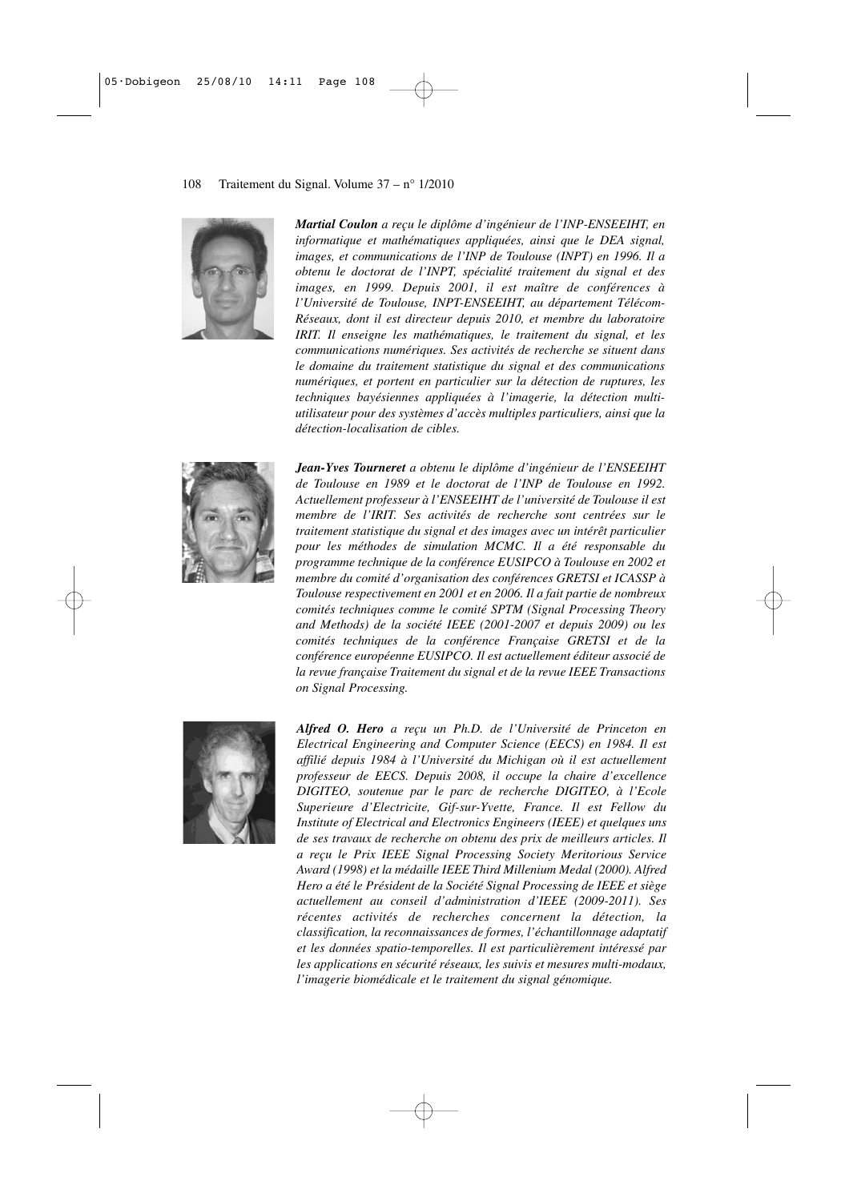***Martial Coulon*** *a reçu le diplôme d'ingénieur de l'INP-ENSEEIHT, en informatique et mathématiques appliquées, ainsi que le DEA signal, images, et communications de l'INP de Toulouse (INPT) en 1996. Il a obtenu le doctorat de l'INPT, spécialité traitement du signal et des images, en 1999. Depuis 2001, il est maître de conférences à l'Université de Toulouse, INPT-ENSEEIHT, au département Télécom-Réseaux, dont il est directeur depuis 2010, et membre du laboratoire IRIT. Il enseigne les mathématiques, le traitement du signal, et les communications numériques. Ses activités de recherche se situent dans le domaine du traitement statistique du signal et des communications numériques, et portent en particulier sur la détection de ruptures, les techniques bayésiennes appliquées à l'imagerie, la détection multi-utilisateur pour des systèmes d'accès multiples particuliers, ainsi que la détection-localisation de cibles.*

***Jean-Yves Tourneret*** *a obtenu le diplôme d'ingénieur de l'ENSEEIHT de Toulouse en 1989 et le doctorat de l'INP de Toulouse en 1992. Actuellement professeur à l'ENSEEIHT de l'université de Toulouse il est membre de l'IRIT. Ses activités de recherche sont centrées sur le traitement statistique du signal et des images avec un intérêt particulier pour les méthodes de simulation MCMC. Il a été responsable du programme technique de la conférence EUSIPCO à Toulouse en 2002 et membre du comité d'organisation des conférences GRETSI et ICASSP à Toulouse respectivement en 2001 et en 2006. Il a fait partie de nombreux comités techniques comme le comité SPTM (Signal Processing Theory and Methods) de la société IEEE (2001-2007 et depuis 2009) ou les comités techniques de la conférence Française GRETSI et de la conférence européenne EUSIPCO. Il est actuellement éditeur associé de la revue française Traitement du signal et de la revue IEEE Transactions on Signal Processing.*

***Alfred O. Hero*** *a reçu un Ph.D. de l'Université de Princeton en Electrical Engineering and Computer Science (EECS) en 1984. Il est affilié depuis 1984 à l'Université du Michigan où il est actuellement professeur de EECS. Depuis 2008, il occupe la chaire d'excellence DIGITEO, soutenue par le parc de recherche DIGITEO, à l'Ecole Superieure d'Electricite, Gif-sur-Yvette, France. Il est Fellow du Institute of Electrical and Electronics Engineers (IEEE) et quelques uns de ses travaux de recherche on obtenu des prix de meilleurs articles. Il a reçu le Prix IEEE Signal Processing Society Meritorious Service Award (1998) et la médaille IEEE Third Millenium Medal (2000). Alfred Hero a été le Président de la Société Signal Processing de IEEE et siège actuellement au conseil d'administration d'IEEE (2009-2011). Ses récentes activités de recherches concernent la détection, la classification, la reconnaissances de formes, l'échantillonnage adaptatif et les données spatio-temporelles. Il est particulièrement intéressé par les applications en sécurité réseaux, les suivis et mesures multi-modaux, l'imagerie biomédicale et le traitement du signal génomique.*